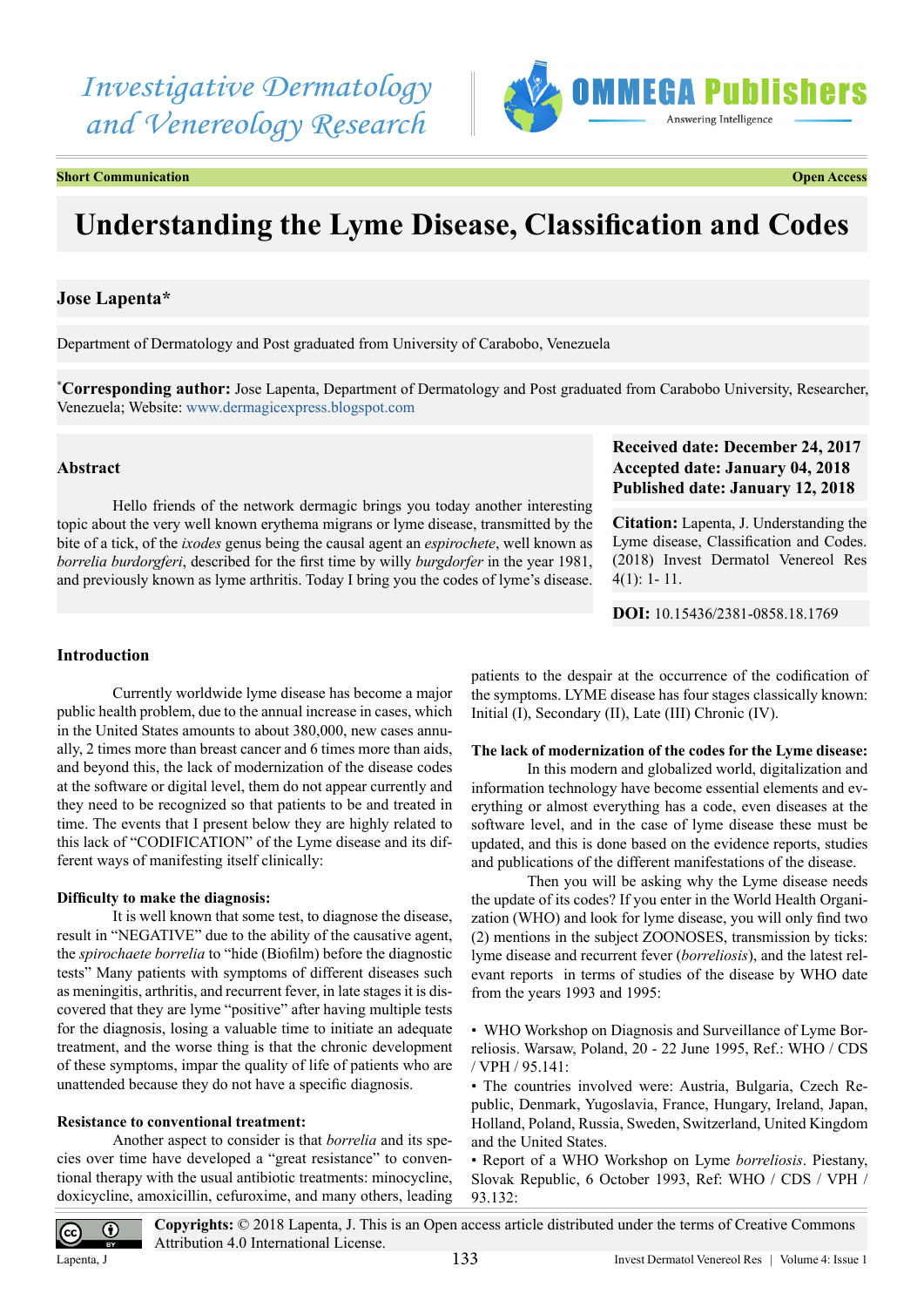Short Communication

Open Access

# Understanding the Lyme Disease, Classification and Codes

**Jose Lapenta***

Department of Dermatology and Post graduated from University of Carabobo, Venezuela

*__Corresponding author:__ Jose Lapenta, Department of Dermatology and Post graduated from Carabobo University, Researcher, Venezuela; Website: www.dermagicexpress.blogspot.com

**Received date: December 24, 2017**
**Accepted date: January 04, 2018**
**Published date: January 12, 2018**

**Citation:** Lapenta, J. Understanding the Lyme disease, Classification and Codes. (2018) Invest Dermatol Venereol Res 4(1): 1- 11.

**DOI:** 10.15436/2381-0858.18.1769

## Abstract

Hello friends of the network dermagic brings you today another interesting topic about the very well known erythema migrans or lyme disease, transmitted by the bite of a tick, of the *ixodes* genus being the causal agent an *espirochete*, well known as *borrelia burdorgferi*, described for the first time by willy *burgdorfer* in the year 1981, and previously known as lyme arthritis. Today I bring you the codes of lyme's disease.

## Introduction

Currently worldwide lyme disease has become a major public health problem, due to the annual increase in cases, which in the United States amounts to about 380,000, new cases annually, 2 times more than breast cancer and 6 times more than aids, and beyond this, the lack of modernization of the disease codes at the software or digital level, them do not appear currently and they need to be recognized so that patients to be and treated in time. The events that I present below they are highly related to this lack of "CODIFICATION" of the Lyme disease and its different ways of manifesting itself clinically:

**Difficulty to make the diagnosis:**

It is well known that some test, to diagnose the disease, result in "NEGATIVE" due to the ability of the causative agent, the *spirochaete borrelia* to "hide (Biofilm) before the diagnostic tests" Many patients with symptoms of different diseases such as meningitis, arthritis, and recurrent fever, in late stages it is discovered that they are lyme "positive" after having multiple tests for the diagnosis, losing a valuable time to initiate an adequate treatment, and the worse thing is that the chronic development of these symptoms, impar the quality of life of patients who are unattended because they do not have a specific diagnosis.

**Resistance to conventional treatment:**

Another aspect to consider is that *borrelia* and its species over time have developed a "great resistance" to conventional therapy with the usual antibiotic treatments: minocycline, doxicycline, amoxicillin, cefuroxime, and many others, leading patients to the despair at the occurrence of the codification of the symptoms. LYME disease has four stages classically known: Initial (I), Secondary (II), Late (III) Chronic (IV).

**The lack of modernization of the codes for the Lyme disease:**

In this modern and globalized world, digitalization and information technology have become essential elements and everything or almost everything has a code, even diseases at the software level, and in the case of lyme disease these must be updated, and this is done based on the evidence reports, studies and publications of the different manifestations of the disease.

Then you will be asking why the Lyme disease needs the update of its codes? If you enter in the World Health Organization (WHO) and look for lyme disease, you will only find two (2) mentions in the subject ZOONOSES, transmission by ticks: lyme disease and recurrent fever (*borreliosis*), and the latest relevant reports in terms of studies of the disease by WHO date from the years 1993 and 1995:

- WHO Workshop on Diagnosis and Surveillance of Lyme Borreliosis. Warsaw, Poland, 20 - 22 June 1995, Ref.: WHO / CDS / VPH / 95.141:
- The countries involved were: Austria, Bulgaria, Czech Republic, Denmark, Yugoslavia, France, Hungary, Ireland, Japan, Holland, Poland, Russia, Sweden, Switzerland, United Kingdom and the United States.
- Report of a WHO Workshop on Lyme *borreliosis*. Piestany, Slovak Republic, 6 October 1993, Ref: WHO / CDS / VPH / 93.132:

**Copyrights:** © 2018 Lapenta, J. This is an Open access article distributed under the terms of Creative Commons Attribution 4.0 International License.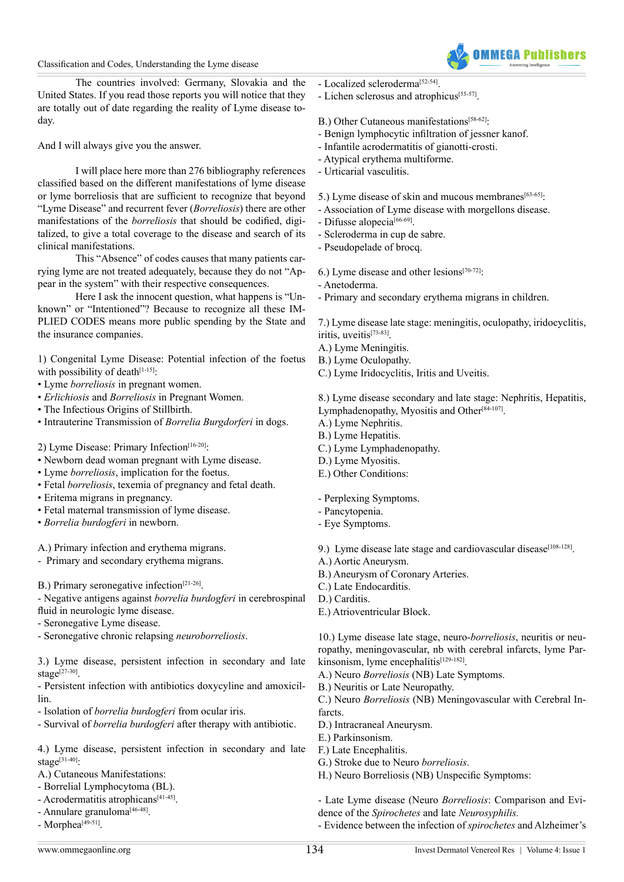The countries involved: Germany, Slovakia and the United States. If you read those reports you will notice that they are totally out of date regarding the reality of Lyme disease today.

And I will always give you the answer.

I will place here more than 276 bibliography references classified based on the different manifestations of lyme disease or lyme borreliosis that are sufficient to recognize that beyond "Lyme Disease" and recurrent fever (*Borreliosis*) there are other manifestations of the *borreliosis* that should be codified, digitalized, to give a total coverage to the disease and search of its clinical manifestations.

This "Absence" of codes causes that many patients carrying lyme are not treated adequately, because they do not "Appear in the system" with their respective consequences.

Here I ask the innocent question, what happens is "Unknown" or "Intentioned"? Because to recognize all these IMPLIED CODES means more public spending by the State and the insurance companies.

1) Congenital Lyme Disease: Potential infection of the foetus with possibility of death[1-15]:
- Lyme *borreliosis* in pregnant women.
- *Erlichiosis* and *Borreliosis* in Pregnant Women.
- The Infectious Origins of Stillbirth.
- Intrauterine Transmission of *Borrelia Burgdorferi* in dogs.

2) Lyme Disease: Primary Infection[16-20]:
- Newborn dead woman pregnant with Lyme disease.
- Lyme *borreliosis*, implication for the foetus.
- Fetal *borreliosis*, texemia of pregnancy and fetal death.
- Eritema migrans in pregnancy.
- Fetal maternal transmission of lyme disease.
- *Borrelia burdogferi* in newborn.

A.) Primary infection and erythema migrans.
- Primary and secondary erythema migrans.

B.) Primary seronegative infection[21-26].
- Negative antigens against *borrelia burdogferi* in cerebrospinal fluid in neurologic lyme disease.
- Seronegative Lyme disease.
- Seronegative chronic relapsing *neuroborreliosis*.

3.) Lyme disease, persistent infection in secondary and late stage[27-30].
- Persistent infection with antibiotics doxycyline and amoxicillin.
- Isolation of *borrelia burdogferi* from ocular iris.
- Survival of *borrelia burdogferi* after therapy with antibiotic.

4.) Lyme disease, persistent infection in secondary and late stage[31-40]:
A.) Cutaneous Manifestations:
- Borrelial Lymphocytoma (BL).
- Acrodermatitis atrophicans[41-45].
- Annulare granuloma[46-48].
- Morphea[49-51].
- Localized scleroderma[52-54].
- Lichen sclerosus and atrophicus[55-57].

B.) Other Cutaneous manifestations[58-62]:
- Benign lymphocytic infiltration of jessner kanof.
- Infantile acrodermatitis of gianotti-crosti.
- Atypical erythema multiforme.
- Urticarial vasculitis.

5.) Lyme disease of skin and mucous membranes[63-65]:
- Association of Lyme disease with morgellons disease.
- Difusse alopecia[66-69].
- Scleroderma in cup de sabre.
- Pseudopelade of brocq.

6.) Lyme disease and other lesions[70-72]:
- Anetoderma.
- Primary and secondary erythema migrans in children.

7.) Lyme disease late stage: meningitis, oculopathy, iridocyclitis, iritis, uveitis[73-83].
A.) Lyme Meningitis.
B.) Lyme Oculopathy.
C.) Lyme Iridocyclitis, Iritis and Uveitis.

8.) Lyme disease secondary and late stage: Nephritis, Hepatitis, Lymphadenopathy, Myositis and Other[84-107].
A.) Lyme Nephritis.
B.) Lyme Hepatitis.
C.) Lyme Lymphadenopathy.
D.) Lyme Myositis.
E.) Other Conditions:

- Perplexing Symptoms.
- Pancytopenia.
- Eye Symptoms.

9.) Lyme disease late stage and cardiovascular disease[108-128].
A.) Aortic Aneurysm.
B.) Aneurysm of Coronary Arteries.
C.) Late Endocarditis.
D.) Carditis.
E.) Atrioventricular Block.

10.) Lyme disease late stage, neuro-*borreliosis*, neuritis or neuropathy, meningovascular, nb with cerebral infarcts, lyme Parkinsonism, lyme encephalitis[129-182].
A.) Neuro *Borreliosis* (NB) Late Symptoms.
B.) Neuritis or Late Neuropathy.
C.) Neuro *Borreliosis* (NB) Meningovascular with Cerebral Infarcts.
D.) Intracraneal Aneurysm.
E.) Parkinsonism.
F.) Late Encephalitis.
G.) Stroke due to Neuro *borreliosis*.
H.) Neuro Borreliosis (NB) Unspecific Symptoms:

- Late Lyme disease (Neuro *Borreliosis*: Comparison and Evidence of the *Spirochetes* and late *Neurosyphilis.*
- Evidence between the infection of *spirochetes* and Alzheimer's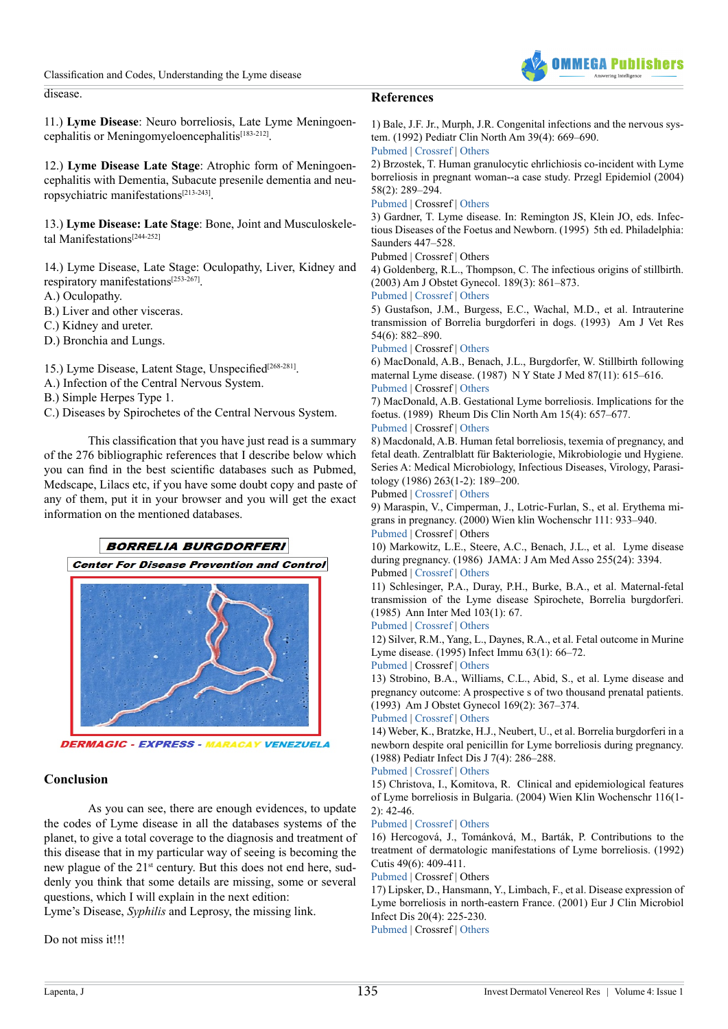disease.

11.) **Lyme Disease**: Neuro borreliosis, Late Lyme Meningoencephalitis or Meningomyeloencephalitis[183-212].

12.) **Lyme Disease Late Stage**: Atrophic form of Meningoencephalitis with Dementia, Subacute presenile dementia and neuropsychiatric manifestations[213-243].

13.) **Lyme Disease: Late Stage**: Bone, Joint and Musculoskeletal Manifestations[244-252]

14.) Lyme Disease, Late Stage: Oculopathy, Liver, Kidney and respiratory manifestations[253-267].
A.) Oculopathy.
B.) Liver and other visceras.
C.) Kidney and ureter.
D.) Bronchia and Lungs.

15.) Lyme Disease, Latent Stage, Unspecified[268-281].
A.) Infection of the Central Nervous System.
B.) Simple Herpes Type 1.
C.) Diseases by Spirochetes of the Central Nervous System.

This classification that you have just read is a summary of the 276 bibliographic references that I describe below which you can find in the best scientific databases such as Pubmed, Medscape, Lilacs etc, if you have some doubt copy and paste of any of them, put it in your browser and you will get the exact information on the mentioned databases.

**BORRELIA BURGDORFERI**

**Center For Disease Prevention and Control**

DERMAGIC - EXPRESS - MARACAY VENEZUELA

## Conclusion

As you can see, there are enough evidences, to update the codes of Lyme disease in all the databases systems of the planet, to give a total coverage to the diagnosis and treatment of this disease that in my particular way of seeing is becoming the new plague of the 21st century. But this does not end here, suddenly you think that some details are missing, some or several questions, which I will explain in the next edition:
Lyme's Disease, *Syphilis* and Leprosy, the missing link.

Do not miss it!!!

## References

1) Bale, J.F. Jr., Murph, J.R. Congenital infections and the nervous system. (1992) Pediatr Clin North Am 39(4): 669–690.
Pubmed | Crossref | Others

2) Brzostek, T. Human granulocytic ehrlichiosis co-incident with Lyme borreliosis in pregnant woman--a case study. Przegl Epidemiol (2004) 58(2): 289–294.
Pubmed | Crossref | Others

3) Gardner, T. Lyme disease. In: Remington JS, Klein JO, eds. Infectious Diseases of the Foetus and Newborn. (1995) 5th ed. Philadelphia: Saunders 447–528.
Pubmed | Crossref | Others

4) Goldenberg, R.L., Thompson, C. The infectious origins of stillbirth. (2003) Am J Obstet Gynecol. 189(3): 861–873.
Pubmed | Crossref | Others

5) Gustafson, J.M., Burgess, E.C., Wachal, M.D., et al. Intrauterine transmission of Borrelia burgdorferi in dogs. (1993) Am J Vet Res 54(6): 882–890.
Pubmed | Crossref | Others

6) MacDonald, A.B., Benach, J.L., Burgdorfer, W. Stillbirth following maternal Lyme disease. (1987) N Y State J Med 87(11): 615–616.
Pubmed | Crossref | Others

7) MacDonald, A.B. Gestational Lyme borreliosis. Implications for the foetus. (1989) Rheum Dis Clin North Am 15(4): 657–677.
Pubmed | Crossref | Others

8) Macdonald, A.B. Human fetal borreliosis, texemia of pregnancy, and fetal death. Zentralblatt für Bakteriologie, Mikrobiologie und Hygiene. Series A: Medical Microbiology, Infectious Diseases, Virology, Parasitology (1986) 263(1-2): 189–200.
Pubmed | Crossref | Others

9) Maraspin, V., Cimperman, J., Lotric-Furlan, S., et al. Erythema migrans in pregnancy. (2000) Wien klin Wochenschr 111: 933–940.
Pubmed | Crossref | Others

10) Markowitz, L.E., Steere, A.C., Benach, J.L., et al. Lyme disease during pregnancy. (1986) JAMA: J Am Med Asso 255(24): 3394.
Pubmed | Crossref | Others

11) Schlesinger, P.A., Duray, P.H., Burke, B.A., et al. Maternal-fetal transmission of the Lyme disease Spirochete, Borrelia burgdorferi. (1985) Ann Inter Med 103(1): 67.
Pubmed | Crossref | Others

12) Silver, R.M., Yang, L., Daynes, R.A., et al. Fetal outcome in Murine Lyme disease. (1995) Infect Immu 63(1): 66–72.
Pubmed | Crossref | Others

13) Strobino, B.A., Williams, C.L., Abid, S., et al. Lyme disease and pregnancy outcome: A prospective s of two thousand prenatal patients. (1993) Am J Obstet Gynecol 169(2): 367–374.
Pubmed | Crossref | Others

14) Weber, K., Bratzke, H.J., Neubert, U., et al. Borrelia burgdorferi in a newborn despite oral penicillin for Lyme borreliosis during pregnancy. (1988) Pediatr Infect Dis J 7(4): 286–288.
Pubmed | Crossref | Others

15) Christova, I., Komitova, R. Clinical and epidemiological features of Lyme borreliosis in Bulgaria. (2004) Wien Klin Wochenschr 116(1-2): 42-46.
Pubmed | Crossref | Others

16) Hercogová, J., Tománková, M., Barták, P. Contributions to the treatment of dermatologic manifestations of Lyme borreliosis. (1992) Cutis 49(6): 409-411.
Pubmed | Crossref | Others

17) Lipsker, D., Hansmann, Y., Limbach, F., et al. Disease expression of Lyme borreliosis in north-eastern France. (2001) Eur J Clin Microbiol Infect Dis 20(4): 225-230.
Pubmed | Crossref | Others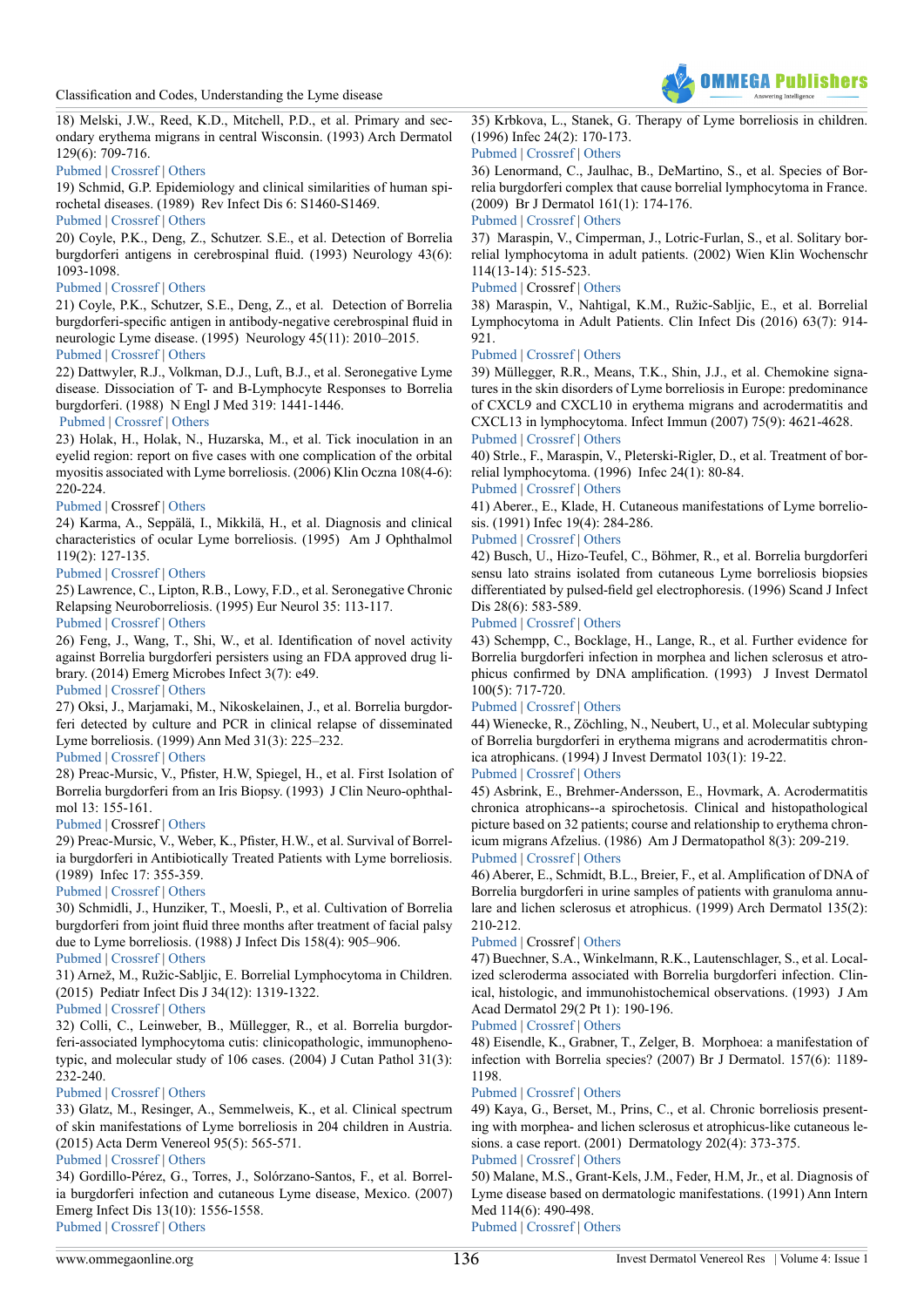18) Melski, J.W., Reed, K.D., Mitchell, P.D., et al. Primary and secondary erythema migrans in central Wisconsin. (1993) Arch Dermatol 129(6): 709-716.
Pubmed | Crossref | Others

19) Schmid, G.P. Epidemiology and clinical similarities of human spirochetal diseases. (1989) Rev Infect Dis 6: S1460-S1469.
Pubmed | Crossref | Others

20) Coyle, P.K., Deng, Z., Schutzer. S.E., et al. Detection of Borrelia burgdorferi antigens in cerebrospinal fluid. (1993) Neurology 43(6): 1093-1098.
Pubmed | Crossref | Others

21) Coyle, P.K., Schutzer, S.E., Deng, Z., et al. Detection of Borrelia burgdorferi-specific antigen in antibody-negative cerebrospinal fluid in neurologic Lyme disease. (1995) Neurology 45(11): 2010–2015.
Pubmed | Crossref | Others

22) Dattwyler, R.J., Volkman, D.J., Luft, B.J., et al. Seronegative Lyme disease. Dissociation of T- and B-Lymphocyte Responses to Borrelia burgdorferi. (1988) N Engl J Med 319: 1441-1446.
Pubmed | Crossref | Others

23) Holak, H., Holak, N., Huzarska, M., et al. Tick inoculation in an eyelid region: report on five cases with one complication of the orbital myositis associated with Lyme borreliosis. (2006) Klin Oczna 108(4-6): 220-224.
Pubmed | Crossref | Others

24) Karma, A., Seppälä, I., Mikkilä, H., et al. Diagnosis and clinical characteristics of ocular Lyme borreliosis. (1995) Am J Ophthalmol 119(2): 127-135.
Pubmed | Crossref | Others

25) Lawrence, C., Lipton, R.B., Lowy, F.D., et al. Seronegative Chronic Relapsing Neuroborreliosis. (1995) Eur Neurol 35: 113-117.
Pubmed | Crossref | Others

26) Feng, J., Wang, T., Shi, W., et al. Identification of novel activity against Borrelia burgdorferi persisters using an FDA approved drug library. (2014) Emerg Microbes Infect 3(7): e49.
Pubmed | Crossref | Others

27) Oksi, J., Marjamaki, M., Nikoskelainen, J., et al. Borrelia burgdorferi detected by culture and PCR in clinical relapse of disseminated Lyme borreliosis. (1999) Ann Med 31(3): 225–232.
Pubmed | Crossref | Others

28) Preac-Mursic, V., Pfister, H.W, Spiegel, H., et al. First Isolation of Borrelia burgdorferi from an Iris Biopsy. (1993) J Clin Neuro-ophthalmol 13: 155-161.
Pubmed | Crossref | Others

29) Preac-Mursic, V., Weber, K., Pfister, H.W., et al. Survival of Borrelia burgdorferi in Antibiotically Treated Patients with Lyme borreliosis. (1989) Infec 17: 355-359.
Pubmed | Crossref | Others

30) Schmidli, J., Hunziker, T., Moesli, P., et al. Cultivation of Borrelia burgdorferi from joint fluid three months after treatment of facial palsy due to Lyme borreliosis. (1988) J Infect Dis 158(4): 905–906.
Pubmed | Crossref | Others

31) Arnež, M., Ružic-Sabljic, E. Borrelial Lymphocytoma in Children. (2015) Pediatr Infect Dis J 34(12): 1319-1322.
Pubmed | Crossref | Others

32) Colli, C., Leinweber, B., Müllegger, R., et al. Borrelia burgdorferi-associated lymphocytoma cutis: clinicopathologic, immunophenotypic, and molecular study of 106 cases. (2004) J Cutan Pathol 31(3): 232-240.
Pubmed | Crossref | Others

33) Glatz, M., Resinger, A., Semmelweis, K., et al. Clinical spectrum of skin manifestations of Lyme borreliosis in 204 children in Austria. (2015) Acta Derm Venereol 95(5): 565-571.
Pubmed | Crossref | Others

34) Gordillo-Pérez, G., Torres, J., Solórzano-Santos, F., et al. Borrelia burgdorferi infection and cutaneous Lyme disease, Mexico. (2007) Emerg Infect Dis 13(10): 1556-1558.
Pubmed | Crossref | Others

35) Krbkova, L., Stanek, G. Therapy of Lyme borreliosis in children. (1996) Infec 24(2): 170-173.
Pubmed | Crossref | Others

36) Lenormand, C., Jaulhac, B., DeMartino, S., et al. Species of Borrelia burgdorferi complex that cause borrelial lymphocytoma in France. (2009) Br J Dermatol 161(1): 174-176.
Pubmed | Crossref | Others

37) Maraspin, V., Cimperman, J., Lotric-Furlan, S., et al. Solitary borrelial lymphocytoma in adult patients. (2002) Wien Klin Wochenschr 114(13-14): 515-523.
Pubmed | Crossref | Others

38) Maraspin, V., Nahtigal, K.M., Ružic-Sabljic, E., et al. Borrelial Lymphocytoma in Adult Patients. Clin Infect Dis (2016) 63(7): 914-921.
Pubmed | Crossref | Others

39) Müllegger, R.R., Means, T.K., Shin, J.J., et al. Chemokine signatures in the skin disorders of Lyme borreliosis in Europe: predominance of CXCL9 and CXCL10 in erythema migrans and acrodermatitis and CXCL13 in lymphocytoma. Infect Immun (2007) 75(9): 4621-4628.
Pubmed | Crossref | Others

40) Strle., F., Maraspin, V., Pleterski-Rigler, D., et al. Treatment of borrelial lymphocytoma. (1996) Infec 24(1): 80-84.
Pubmed | Crossref | Others

41) Aberer., E., Klade, H. Cutaneous manifestations of Lyme borreliosis. (1991) Infec 19(4): 284-286.
Pubmed | Crossref | Others

42) Busch, U., Hizo-Teufel, C., Böhmer, R., et al. Borrelia burgdorferi sensu lato strains isolated from cutaneous Lyme borreliosis biopsies differentiated by pulsed-field gel electrophoresis. (1996) Scand J Infect Dis 28(6): 583-589.
Pubmed | Crossref | Others

43) Schempp, C., Bocklage, H., Lange, R., et al. Further evidence for Borrelia burgdorferi infection in morphea and lichen sclerosus et atrophicus confirmed by DNA amplification. (1993) J Invest Dermatol 100(5): 717-720.
Pubmed | Crossref | Others

44) Wienecke, R., Zöchling, N., Neubert, U., et al. Molecular subtyping of Borrelia burgdorferi in erythema migrans and acrodermatitis chronica atrophicans. (1994) J Invest Dermatol 103(1): 19-22.
Pubmed | Crossref | Others

45) Asbrink, E., Brehmer-Andersson, E., Hovmark, A. Acrodermatitis chronica atrophicans--a spirochetosis. Clinical and histopathological picture based on 32 patients; course and relationship to erythema chronicum migrans Afzelius. (1986) Am J Dermatopathol 8(3): 209-219.
Pubmed | Crossref | Others

46) Aberer, E., Schmidt, B.L., Breier, F., et al. Amplification of DNA of Borrelia burgdorferi in urine samples of patients with granuloma annulare and lichen sclerosus et atrophicus. (1999) Arch Dermatol 135(2): 210-212.
Pubmed | Crossref | Others

47) Buechner, S.A., Winkelmann, R.K., Lautenschlager, S., et al. Localized scleroderma associated with Borrelia burgdorferi infection. Clinical, histologic, and immunohistochemical observations. (1993) J Am Acad Dermatol 29(2 Pt 1): 190-196.
Pubmed | Crossref | Others

48) Eisendle, K., Grabner, T., Zelger, B. Morphoea: a manifestation of infection with Borrelia species? (2007) Br J Dermatol. 157(6): 1189-1198.
Pubmed | Crossref | Others

49) Kaya, G., Berset, M., Prins, C., et al. Chronic borreliosis presenting with morphea- and lichen sclerosus et atrophicus-like cutaneous lesions. a case report. (2001) Dermatology 202(4): 373-375.
Pubmed | Crossref | Others

50) Malane, M.S., Grant-Kels, J.M., Feder, H.M, Jr., et al. Diagnosis of Lyme disease based on dermatologic manifestations. (1991) Ann Intern Med 114(6): 490-498.
Pubmed | Crossref | Others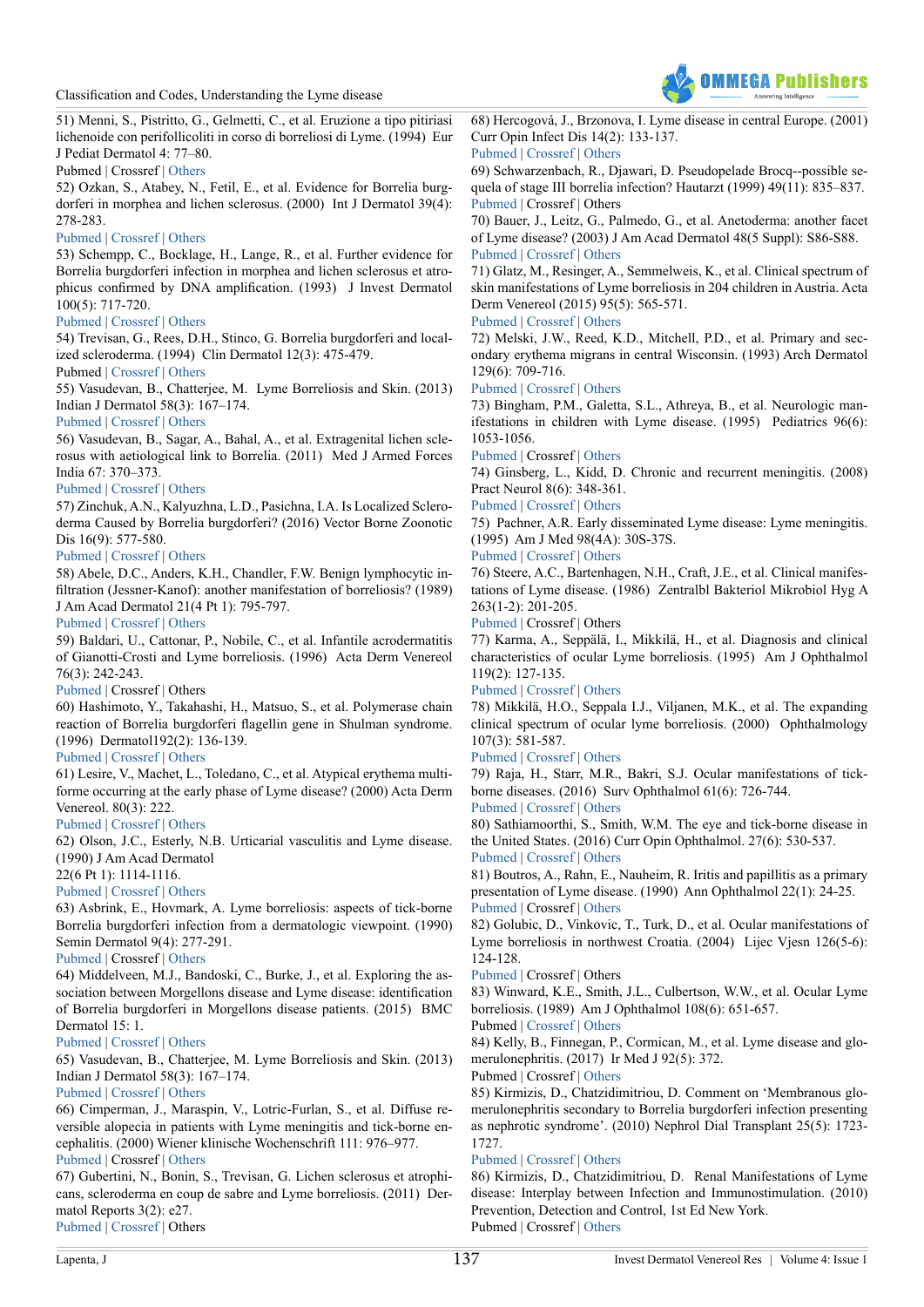51) Menni, S., Pistritto, G., Gelmetti, C., et al. Eruzione a tipo pitiriasi lichenoide con perifollicoliti in corso di borreliosi di Lyme. (1994) Eur J Pediat Dermatol 4: 77–80.

Pubmed | Crossref | Others

52) Ozkan, S., Atabey, N., Fetil, E., et al. Evidence for Borrelia burgdorferi in morphea and lichen sclerosus. (2000) Int J Dermatol 39(4): 278-283.

Pubmed | Crossref | Others

53) Schempp, C., Bocklage, H., Lange, R., et al. Further evidence for Borrelia burgdorferi infection in morphea and lichen sclerosus et atrophicus confirmed by DNA amplification. (1993) J Invest Dermatol 100(5): 717-720.

Pubmed | Crossref | Others

54) Trevisan, G., Rees, D.H., Stinco, G. Borrelia burgdorferi and localized scleroderma. (1994) Clin Dermatol 12(3): 475-479.

Pubmed | Crossref | Others

55) Vasudevan, B., Chatterjee, M. Lyme Borreliosis and Skin. (2013) Indian J Dermatol 58(3): 167–174.

Pubmed | Crossref | Others

56) Vasudevan, B., Sagar, A., Bahal, A., et al. Extragenital lichen sclerosus with aetiological link to Borrelia. (2011) Med J Armed Forces India 67: 370–373.

Pubmed | Crossref | Others

57) Zinchuk, A.N., Kalyuzhna, L.D., Pasichna, I.A. Is Localized Scleroderma Caused by Borrelia burgdorferi? (2016) Vector Borne Zoonotic Dis 16(9): 577-580.

Pubmed | Crossref | Others

58) Abele, D.C., Anders, K.H., Chandler, F.W. Benign lymphocytic infiltration (Jessner-Kanof): another manifestation of borreliosis? (1989) J Am Acad Dermatol 21(4 Pt 1): 795-797.

Pubmed | Crossref | Others

59) Baldari, U., Cattonar, P., Nobile, C., et al. Infantile acrodermatitis of Gianotti-Crosti and Lyme borreliosis. (1996) Acta Derm Venereol 76(3): 242-243.

Pubmed | Crossref | Others

60) Hashimoto, Y., Takahashi, H., Matsuo, S., et al. Polymerase chain reaction of Borrelia burgdorferi flagellin gene in Shulman syndrome. (1996) Dermatol192(2): 136-139.

Pubmed | Crossref | Others

61) Lesire, V., Machet, L., Toledano, C., et al. Atypical erythema multiforme occurring at the early phase of Lyme disease? (2000) Acta Derm Venereol. 80(3): 222.

Pubmed | Crossref | Others

62) Olson, J.C., Esterly, N.B. Urticarial vasculitis and Lyme disease. (1990) J Am Acad Dermatol 22(6 Pt 1): 1114-1116.

Pubmed | Crossref | Others

63) Asbrink, E., Hovmark, A. Lyme borreliosis: aspects of tick-borne Borrelia burgdorferi infection from a dermatologic viewpoint. (1990) Semin Dermatol 9(4): 277-291.

Pubmed | Crossref | Others

64) Middelveen, M.J., Bandoski, C., Burke, J., et al. Exploring the association between Morgellons disease and Lyme disease: identification of Borrelia burgdorferi in Morgellons disease patients. (2015) BMC Dermatol 15: 1.

Pubmed | Crossref | Others

65) Vasudevan, B., Chatterjee, M. Lyme Borreliosis and Skin. (2013) Indian J Dermatol 58(3): 167–174.

Pubmed | Crossref | Others

66) Cimperman, J., Maraspin, V., Lotric-Furlan, S., et al. Diffuse reversible alopecia in patients with Lyme meningitis and tick-borne encephalitis. (2000) Wiener klinische Wochenschrift 111: 976–977.

Pubmed | Crossref | Others

67) Gubertini, N., Bonin, S., Trevisan, G. Lichen sclerosus et atrophicans, scleroderma en coup de sabre and Lyme borreliosis. (2011) Dermatol Reports 3(2): e27.

Pubmed | Crossref | Others

68) Hercogová, J., Brzonova, I. Lyme disease in central Europe. (2001) Curr Opin Infect Dis 14(2): 133-137.

Pubmed | Crossref | Others

69) Schwarzenbach, R., Djawari, D. Pseudopelade Brocq--possible sequela of stage III borrelia infection? Hautarzt (1999) 49(11): 835–837.

Pubmed | Crossref | Others

70) Bauer, J., Leitz, G., Palmedo, G., et al. Anetoderma: another facet of Lyme disease? (2003) J Am Acad Dermatol 48(5 Suppl): S86-S88.

Pubmed | Crossref | Others

71) Glatz, M., Resinger, A., Semmelweis, K., et al. Clinical spectrum of skin manifestations of Lyme borreliosis in 204 children in Austria. Acta Derm Venereol (2015) 95(5): 565-571.

Pubmed | Crossref | Others

72) Melski, J.W., Reed, K.D., Mitchell, P.D., et al. Primary and secondary erythema migrans in central Wisconsin. (1993) Arch Dermatol 129(6): 709-716.

Pubmed | Crossref | Others

73) Bingham, P.M., Galetta, S.L., Athreya, B., et al. Neurologic manifestations in children with Lyme disease. (1995) Pediatrics 96(6): 1053-1056.

Pubmed | Crossref | Others

74) Ginsberg, L., Kidd, D. Chronic and recurrent meningitis. (2008) Pract Neurol 8(6): 348-361.

Pubmed | Crossref | Others

75) Pachner, A.R. Early disseminated Lyme disease: Lyme meningitis. (1995) Am J Med 98(4A): 30S-37S.

Pubmed | Crossref | Others

76) Steere, A.C., Bartenhagen, N.H., Craft, J.E., et al. Clinical manifestations of Lyme disease. (1986) Zentralbl Bakteriol Mikrobiol Hyg A 263(1-2): 201-205.

Pubmed | Crossref | Others

77) Karma, A., Seppälä, I., Mikkilä, H., et al. Diagnosis and clinical characteristics of ocular Lyme borreliosis. (1995) Am J Ophthalmol 119(2): 127-135.

Pubmed | Crossref | Others

78) Mikkilä, H.O., Seppala I.J., Viljanen, M.K., et al. The expanding clinical spectrum of ocular lyme borreliosis. (2000) Ophthalmology 107(3): 581-587.

Pubmed | Crossref | Others

79) Raja, H., Starr, M.R., Bakri, S.J. Ocular manifestations of tick-borne diseases. (2016) Surv Ophthalmol 61(6): 726-744.

Pubmed | Crossref | Others

80) Sathiamoorthi, S., Smith, W.M. The eye and tick-borne disease in the United States. (2016) Curr Opin Ophthalmol. 27(6): 530-537.

Pubmed | Crossref | Others

81) Boutros, A., Rahn, E., Nauheim, R. Iritis and papillitis as a primary presentation of Lyme disease. (1990) Ann Ophthalmol 22(1): 24-25.

Pubmed | Crossref | Others

82) Golubic, D., Vinkovic, T., Turk, D., et al. Ocular manifestations of Lyme borreliosis in northwest Croatia. (2004) Lijec Vjesn 126(5-6): 124-128.

Pubmed | Crossref | Others

83) Winward, K.E., Smith, J.L., Culbertson, W.W., et al. Ocular Lyme borreliosis. (1989) Am J Ophthalmol 108(6): 651-657.

Pubmed | Crossref | Others

84) Kelly, B., Finnegan, P., Cormican, M., et al. Lyme disease and glomerulonephritis. (2017) Ir Med J 92(5): 372.

Pubmed | Crossref | Others

85) Kirmizis, D., Chatzidimitriou, D. Comment on 'Membranous glomerulonephritis secondary to Borrelia burgdorferi infection presenting as nephrotic syndrome'. (2010) Nephrol Dial Transplant 25(5): 1723-1727.

Pubmed | Crossref | Others

86) Kirmizis, D., Chatzidimitriou, D. Renal Manifestations of Lyme disease: Interplay between Infection and Immunostimulation. (2010) Prevention, Detection and Control, 1st Ed New York.

Pubmed | Crossref | Others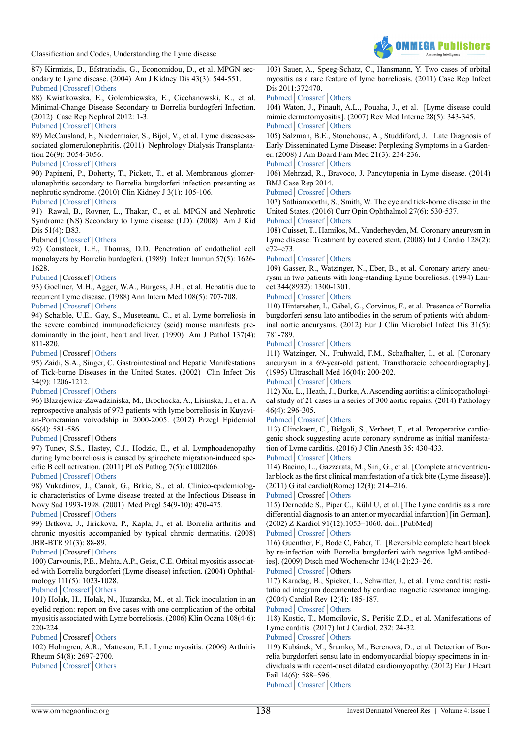87) Kirmizis, D., Efstratiadis, G., Economidou, D., et al. MPGN secondary to Lyme disease. (2004) Am J Kidney Dis 43(3): 544-551.
Pubmed | Crossref | Others

88) Kwiatkowska, E., Golembiewska, E., Ciechanowski, K., et al. Minimal-Change Disease Secondary to Borrelia burdogferi Infection. (2012) Case Rep Nephrol 2012: 1-3.
Pubmed | Crossref | Others

89) McCausland, F., Niedermaier, S., Bijol, V., et al. Lyme disease-associated glomerulonephritis. (2011) Nephrology Dialysis Transplantation 26(9): 3054-3056.
Pubmed | Crossref | Others

90) Papineni, P., Doherty, T., Pickett, T., et al. Membranous glomerulonephritis secondary to Borrelia burgdorferi infection presenting as nephrotic syndrome. (2010) Clin Kidney J 3(1): 105-106.
Pubmed | Crossref | Others

91) Rawal, B., Rovner, L., Thakar, C., et al. MPGN and Nephrotic Syndrome (NS) Secondary to Lyme disease (LD). (2008) Am J Kid Dis 51(4): B83.
Pubmed | Crossref | Others

92) Comstock, L.E., Thomas, D.D. Penetration of endothelial cell monolayers by Borrelia burdogferi. (1989) Infect Immun 57(5): 1626-1628.
Pubmed | Crossref | Others

93) Goellner, M.H., Agger, W.A., Burgess, J.H., et al. Hepatitis due to recurrent Lyme disease. (1988) Ann Intern Med 108(5): 707-708.
Pubmed | Crossref | Others

94) Schaible, U.E., Gay, S., Museteanu, C., et al. Lyme borreliosis in the severe combined immunodeficiency (scid) mouse manifests predominantly in the joint, heart and liver. (1990) Am J Pathol 137(4): 811-820.
Pubmed | Crossref | Others

95) Zaidi, S.A., Singer, C. Gastrointestinal and Hepatic Manifestations of Tick-borne Diseases in the United States. (2002) Clin Infect Dis 34(9): 1206-1212.
Pubmed | Crossref | Others

96) Blazejewicz-Zawadziniska, M., Brochocka, A., Lisinska, J., et al. A reprospective analysis of 973 patients with lyme borreliosis in Kuyavian-Pomeranian voivodship in 2000-2005. (2012) Przegl Epidemiol 66(4): 581-586.
Pubmed | Crossref | Others

97) Tunev, S.S., Hastey, C.J., Hodzic, E., et al. Lymphoadenopathy during lyme borreliosis is caused by spirochete migration-induced specific B cell activation. (2011) PLoS Pathog 7(5): e1002066.
Pubmed | Crossref | Others

98) Vukadinov, J., Canak, G., Brkic, S., et al. Clinico-epidemiologic characteristics of Lyme disease treated at the Infectious Disease in Novy Sad 1993-1998. (2001) Med Pregl 54(9-10): 470-475.
Pubmed | Crossref | Others

99) Brtkova, J., Jirickova, P., Kapla, J., et al. Borrelia arthritis and chronic myositis accompanied by typical chronic dermatitis. (2008) JBR-BTR 91(3): 88-89.
Pubmed | Crossref | Others

100) Carvounis, P.E., Mehta, A.P., Geist, C.E. Orbital myositis associated with Borrelia burgdorferi (Lyme disease) infection. (2004) Ophthalmology 111(5): 1023-1028.
Pubmed | Crossref | Others

101) Holak, H., Holak, N., Huzarska, M., et al. Tick inoculation in an eyelid region: report on five cases with one complication of the orbital myositis associated with Lyme borreliosis. (2006) Klin Oczna 108(4-6): 220-224.
Pubmed | Crossref | Others

102) Holmgren, A.R., Matteson, E.L. Lyme myositis. (2006) Arthritis Rheum 54(8): 2697-2700.
Pubmed | Crossref | Others

103) Sauer, A., Speeg-Schatz, C., Hansmann, Y. Two cases of orbital myositis as a rare feature of lyme borreliosis. (2011) Case Rep Infect Dis 2011:372470.
Pubmed | Crossref | Others

104) Waton, J., Pinault, A.L., Pouaha, J., et al. [Lyme disease could mimic dermatomyositis]. (2007) Rev Med Interne 28(5): 343-345.
Pubmed | Crossref | Others

105) Salzman, B.E., Stonehouse, A., Studdiford, J. Late Diagnosis of Early Disseminated Lyme Disease: Perplexing Symptoms in a Gardener. (2008) J Am Board Fam Med 21(3): 234-236.
Pubmed | Crossref | Others

106) Mehrzad, R., Bravoco, J. Pancytopenia in Lyme disease. (2014) BMJ Case Rep 2014.
Pubmed | Crossref | Others

107) Sathiamoorthi, S., Smith, W. The eye and tick-borne disease in the United States. (2016) Curr Opin Ophthalmol 27(6): 530-537.
Pubmed | Crossref | Others

108) Cuisset, T., Hamilos, M., Vanderheyden, M. Coronary aneurysm in Lyme disease: Treatment by covered stent. (2008) Int J Cardio 128(2): e72–e73.
Pubmed | Crossref | Others

109) Gasser, R., Watzinger, N., Eber, B., et al. Coronary artery aneurysm in two patients with long-standing Lyme borreliosis. (1994) Lancet 344(8932): 1300-1301.
Pubmed | Crossref | Others

110) Hinterseher, I., Gäbel, G., Corvinus, F., et al. Presence of Borrelia burgdorferi sensu lato antibodies in the serum of patients with abdominal aortic aneurysms. (2012) Eur J Clin Microbiol Infect Dis 31(5): 781-789.
Pubmed | Crossref | Others

111) Watzinger, N., Fruhwald, F.M., Schafhalter, I., et al. [Coronary aneurysm in a 69-year-old patient. Transthoracic echocardiography]. (1995) Ultraschall Med 16(04): 200-202.
Pubmed | Crossref | Others

112) Xu, L., Heath, J., Burke, A. Ascending aortitis: a clinicopathological study of 21 cases in a series of 300 aortic repairs. (2014) Pathology 46(4): 296-305.
Pubmed | Crossref | Others

113) Clinckaert, C., Bidgoli, S., Verbeet, T., et al. Peroperative cardiogenic shock suggesting acute coronary syndrome as initial manifestation of Lyme carditis. (2016) J Clin Anesth 35: 430-433.
Pubmed | Crossref | Others

114) Bacino, L., Gazzarata, M., Siri, G., et al. [Complete atrioventricular block as the first clinical manifestation of a tick bite (Lyme disease)]. (2011) G ital cardiol(Rome) 12(3): 214–216.
Pubmed | Crossref | Others

115) Dernedde S., Piper C., Kühl U, et al. [The Lyme carditis as a rare differential diagnosis to an anterior myocardial infarction] [in German]. (2002) Z Kardiol 91(12):1053–1060. doi:. [PubMed]
Pubmed | Crossref | Others

116) Guenther, F., Bode C, Faber, T. [Reversible complete heart block by re-infection with Borrelia burgdorferi with negative IgM-antibodies]. (2009) Dtsch med Wochenschr 134(1-2):23–26.
Pubmed | Crossref | Others

117) Karadag, B., Spieker, L., Schwitter, J., et al. Lyme carditis: restitutio ad integrum documented by cardiac magnetic resonance imaging. (2004) Cardiol Rev 12(4): 185-187.
Pubmed | Crossref | Others

118) Kostic, T., Momcilovic, S., Perišic Z.D., et al. Manifestations of Lyme carditis. (2017) Int J Cardiol. 232: 24-32.
Pubmed | Crossref | Others

119) Kubánek, M., Šramko, M., Berenová, D., et al. Detection of Borrelia burgdorferi sensu lato in endomyocardial biopsy specimens in individuals with recent-onset dilated cardiomyopathy. (2012) Eur J Heart Fail 14(6): 588–596.
Pubmed | Crossref | Others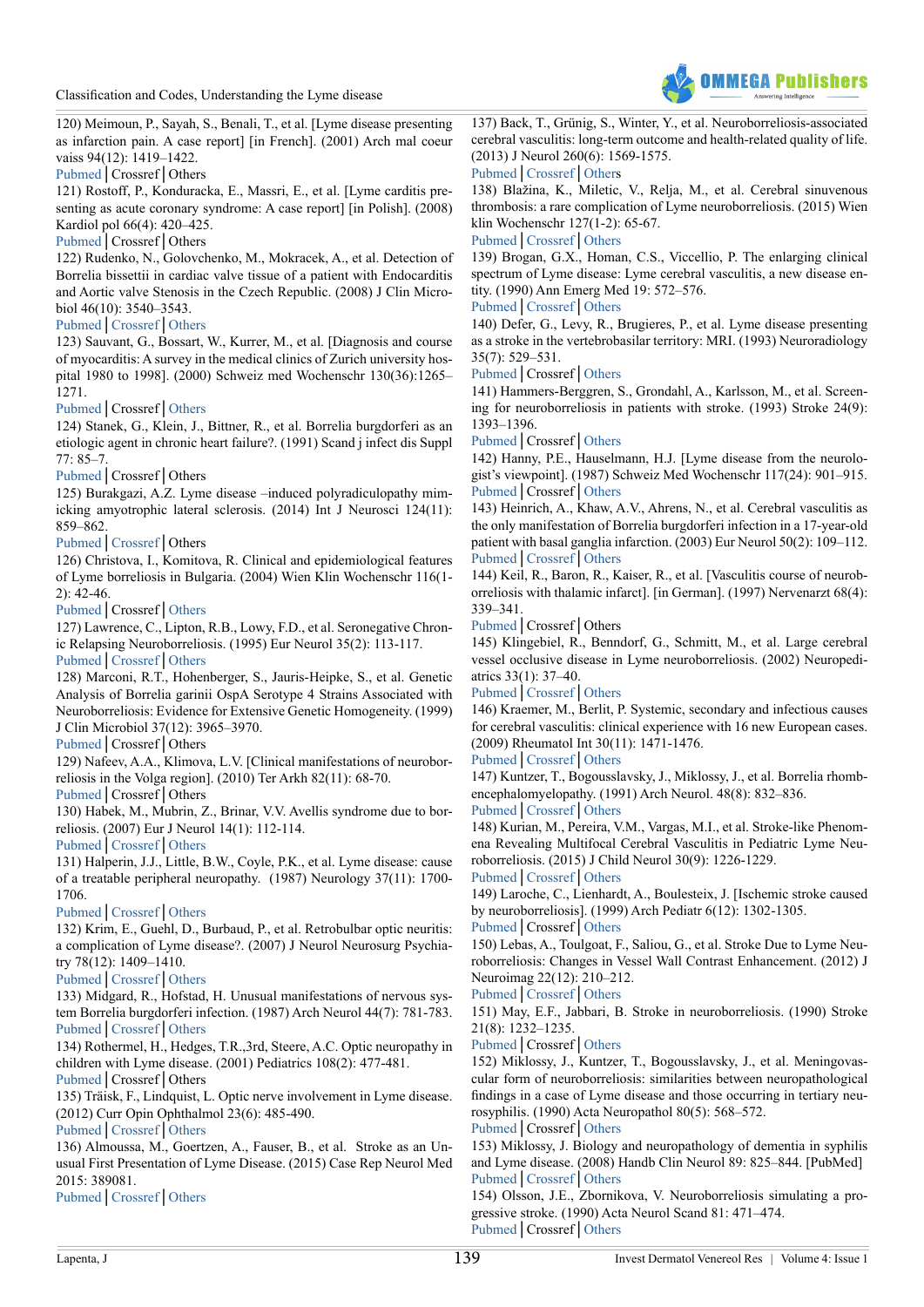120) Meimoun, P., Sayah, S., Benali, T., et al. [Lyme disease presenting as infarction pain. A case report] [in French]. (2001) Arch mal coeur vaiss 94(12): 1419–1422.
Pubmed | Crossref | Others

121) Rostoff, P., Konduracka, E., Massri, E., et al. [Lyme carditis presenting as acute coronary syndrome: A case report] [in Polish]. (2008) Kardiol pol 66(4): 420–425.
Pubmed | Crossref | Others

122) Rudenko, N., Golovchenko, M., Mokracek, A., et al. Detection of Borrelia bissettii in cardiac valve tissue of a patient with Endocarditis and Aortic valve Stenosis in the Czech Republic. (2008) J Clin Microbiol 46(10): 3540–3543.
Pubmed | Crossref | Others

123) Sauvant, G., Bossart, W., Kurrer, M., et al. [Diagnosis and course of myocarditis: A survey in the medical clinics of Zurich university hospital 1980 to 1998]. (2000) Schweiz med Wochenschr 130(36):1265–1271.
Pubmed | Crossref | Others

124) Stanek, G., Klein, J., Bittner, R., et al. Borrelia burgdorferi as an etiologic agent in chronic heart failure?. (1991) Scand j infect dis Suppl 77: 85–7.
Pubmed | Crossref | Others

125) Burakgazi, A.Z. Lyme disease –induced polyradiculopathy mimicking amyotrophic lateral sclerosis. (2014) Int J Neurosci 124(11): 859–862.
Pubmed | Crossref | Others

126) Christova, I., Komitova, R. Clinical and epidemiological features of Lyme borreliosis in Bulgaria. (2004) Wien Klin Wochenschr 116(1-2): 42-46.
Pubmed | Crossref | Others

127) Lawrence, C., Lipton, R.B., Lowy, F.D., et al. Seronegative Chronic Relapsing Neuroborreliosis. (1995) Eur Neurol 35(2): 113-117.
Pubmed | Crossref | Others

128) Marconi, R.T., Hohenberger, S., Jauris-Heipke, S., et al. Genetic Analysis of Borrelia garinii OspA Serotype 4 Strains Associated with Neuroborreliosis: Evidence for Extensive Genetic Homogeneity. (1999) J Clin Microbiol 37(12): 3965–3970.
Pubmed | Crossref | Others

129) Nafeev, A.A., Klimova, L.V. [Clinical manifestations of neuroborreliosis in the Volga region]. (2010) Ter Arkh 82(11): 68-70.
Pubmed | Crossref | Others

130) Habek, M., Mubrin, Z., Brinar, V.V. Avellis syndrome due to borreliosis. (2007) Eur J Neurol 14(1): 112-114.
Pubmed | Crossref | Others

131) Halperin, J.J., Little, B.W., Coyle, P.K., et al. Lyme disease: cause of a treatable peripheral neuropathy. (1987) Neurology 37(11): 1700-1706.
Pubmed | Crossref | Others

132) Krim, E., Guehl, D., Burbaud, P., et al. Retrobulbar optic neuritis: a complication of Lyme disease?. (2007) J Neurol Neurosurg Psychiatry 78(12): 1409–1410.
Pubmed | Crossref | Others

133) Midgard, R., Hofstad, H. Unusual manifestations of nervous system Borrelia burgdorferi infection. (1987) Arch Neurol 44(7): 781-783.
Pubmed | Crossref | Others

134) Rothermel, H., Hedges, T.R.,3rd, Steere, A.C. Optic neuropathy in children with Lyme disease. (2001) Pediatrics 108(2): 477-481.
Pubmed | Crossref | Others

135) Träisk, F., Lindquist, L. Optic nerve involvement in Lyme disease. (2012) Curr Opin Ophthalmol 23(6): 485-490.
Pubmed | Crossref | Others

136) Almoussa, M., Goertzen, A., Fauser, B., et al. Stroke as an Unusual First Presentation of Lyme Disease. (2015) Case Rep Neurol Med 2015: 389081.
Pubmed | Crossref | Others

137) Back, T., Grünig, S., Winter, Y., et al. Neuroborreliosis-associated cerebral vasculitis: long-term outcome and health-related quality of life. (2013) J Neurol 260(6): 1569-1575.
Pubmed | Crossref | Others

138) Blažina, K., Miletic, V., Relja, M., et al. Cerebral sinuvenous thrombosis: a rare complication of Lyme neuroborreliosis. (2015) Wien klin Wochenschr 127(1-2): 65-67.
Pubmed | Crossref | Others

139) Brogan, G.X., Homan, C.S., Viccellio, P. The enlarging clinical spectrum of Lyme disease: Lyme cerebral vasculitis, a new disease entity. (1990) Ann Emerg Med 19: 572–576.
Pubmed | Crossref | Others

140) Defer, G., Levy, R., Brugieres, P., et al. Lyme disease presenting as a stroke in the vertebrobasilar territory: MRI. (1993) Neuroradiology 35(7): 529–531.
Pubmed | Crossref | Others

141) Hammers-Berggren, S., Grondahl, A., Karlsson, M., et al. Screening for neuroborreliosis in patients with stroke. (1993) Stroke 24(9): 1393–1396.
Pubmed | Crossref | Others

142) Hanny, P.E., Hauselmann, H.J. [Lyme disease from the neurologist's viewpoint]. (1987) Schweiz Med Wochenschr 117(24): 901–915.
Pubmed | Crossref | Others

143) Heinrich, A., Khaw, A.V., Ahrens, N., et al. Cerebral vasculitis as the only manifestation of Borrelia burgdorferi infection in a 17-year-old patient with basal ganglia infarction. (2003) Eur Neurol 50(2): 109–112.
Pubmed | Crossref | Others

144) Keil, R., Baron, R., Kaiser, R., et al. [Vasculitis course of neuroborreliosis with thalamic infarct]. [in German]. (1997) Nervenarzt 68(4): 339–341.
Pubmed | Crossref | Others

145) Klingebiel, R., Benndorf, G., Schmitt, M., et al. Large cerebral vessel occlusive disease in Lyme neuroborreliosis. (2002) Neuropediatrics 33(1): 37–40.
Pubmed | Crossref | Others

146) Kraemer, M., Berlit, P. Systemic, secondary and infectious causes for cerebral vasculitis: clinical experience with 16 new European cases. (2009) Rheumatol Int 30(11): 1471-1476.
Pubmed | Crossref | Others

147) Kuntzer, T., Bogousslavsky, J., Miklossy, J., et al. Borrelia rhombencephalomyelopathy. (1991) Arch Neurol. 48(8): 832–836.
Pubmed | Crossref | Others

148) Kurian, M., Pereira, V.M., Vargas, M.I., et al. Stroke-like Phenomena Revealing Multifocal Cerebral Vasculitis in Pediatric Lyme Neuroborreliosis. (2015) J Child Neurol 30(9): 1226-1229.
Pubmed | Crossref | Others

149) Laroche, C., Lienhardt, A., Boulesteix, J. [Ischemic stroke caused by neuroborreliosis]. (1999) Arch Pediatr 6(12): 1302-1305.
Pubmed | Crossref | Others

150) Lebas, A., Toulgoat, F., Saliou, G., et al. Stroke Due to Lyme Neuroborreliosis: Changes in Vessel Wall Contrast Enhancement. (2012) J Neuroimag 22(12): 210–212.
Pubmed | Crossref | Others

151) May, E.F., Jabbari, B. Stroke in neuroborreliosis. (1990) Stroke 21(8): 1232–1235.
Pubmed | Crossref | Others

152) Miklossy, J., Kuntzer, T., Bogousslavsky, J., et al. Meningovascular form of neuroborreliosis: similarities between neuropathological findings in a case of Lyme disease and those occurring in tertiary neurosyphilis. (1990) Acta Neuropathol 80(5): 568–572.
Pubmed | Crossref | Others

153) Miklossy, J. Biology and neuropathology of dementia in syphilis and Lyme disease. (2008) Handb Clin Neurol 89: 825–844. [PubMed]
Pubmed | Crossref | Others

154) Olsson, J.E., Zbornikova, V. Neuroborreliosis simulating a progressive stroke. (1990) Acta Neurol Scand 81: 471–474.
Pubmed | Crossref | Others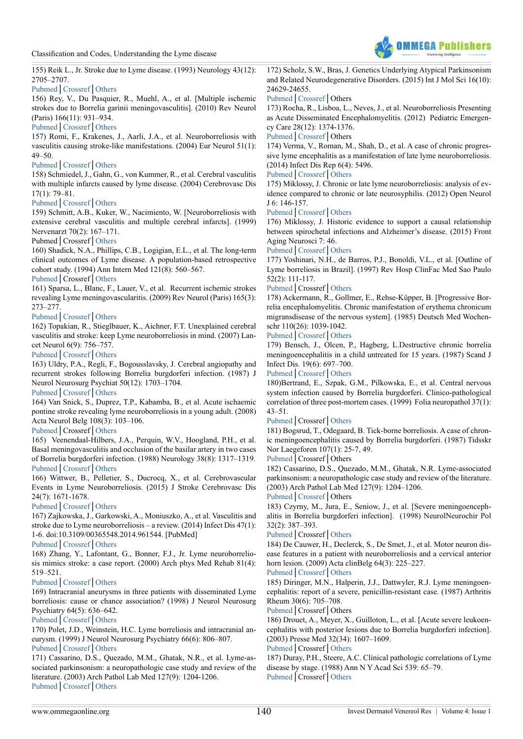155) Reik L., Jr. Stroke due to Lyme disease. (1993) Neurology 43(12): 2705–2707.

Pubmed | Crossref | Others

156) Rey, V., Du Pasquier, R., Muehl, A., et al. [Multiple ischemic strokes due to Borrelia garinii meningovasculitis]. (2010) Rev Neurol (Paris) 166(11): 931–934.

Pubmed | Crossref | Others

157) Romi, F., Krakenes, J., Aarli, J.A., et al. Neuroborreliosis with vasculitis causing stroke-like manifestations. (2004) Eur Neurol 51(1): 49–50.

Pubmed | Crossref | Others

158) Schmiedel, J., Gahn, G., von Kummer, R., et al. Cerebral vasculitis with multiple infarcts caused by lyme disease. (2004) Cerebrovasc Dis 17(1): 79–81.

Pubmed | Crossref | Others

159) Schmitt, A.B., Kuker, W., Nacimiento, W. [Neuroborreliosis with extensive cerebral vasculitis and multiple cerebral infarcts]. (1999) Nervenarzt 70(2): 167–171.

Pubmed | Crossref | Others

160) Shadick, N.A., Phillips, C.B., Logigian, E.L., et al. The long-term clinical outcomes of Lyme disease. A population-based retrospective cohort study. (1994) Ann Intern Med 121(8): 560–567.

Pubmed | Crossref | Others

161) Sparsa, L., Blanc, F., Lauer, V., et al. Recurrent ischemic strokes revealing Lyme meningovascularitis. (2009) Rev Neurol (Paris) 165(3): 273–277.

Pubmed | Crossref | Others

162) Topakian, R., Stieglbauer, K., Aichner, F.T. Unexplained cerebral vasculitis and stroke: keep Lyme neuroborreliosis in mind. (2007) Lancet Neurol 6(9): 756–757.

Pubmed | Crossref | Others

163) Uldry, P.A., Regli, F., Bogousslavsky, J. Cerebral angiopathy and recurrent strokes following Borrelia burgdorferi infection. (1987) J Neurol Neurosurg Psychiat 50(12): 1703–1704.

Pubmed | Crossref | Others

164) Van Snick, S., Duprez, T.P., Kabamba, B., et al. Acute ischaemic pontine stroke revealing lyme neuroborreliosis in a young adult. (2008) Acta Neurol Belg 108(3): 103–106.

Pubmed | Crossref | Others

165) Veenendaal-Hilbers, J.A., Perquin, W.V., Hoogland, P.H., et al. Basal meningovasculitis and occlusion of the basilar artery in two cases of Borrelia burgdorferi infection. (1988) Neurology 38(8): 1317–1319.

Pubmed | Crossref | Others

166) Wittwer, B., Pelletier, S., Ducrocq, X., et al. Cerebrovascular Events in Lyme Neuroborreliosis. (2015) J Stroke Cerebrovasc Dis 24(7): 1671-1678.

Pubmed | Crossref | Others

167) Zajkowska, J., Garkowski, A., Moniuszko, A., et al. Vasculitis and stroke due to Lyme neuroborreliosis – a review. (2014) Infect Dis 47(1): 1-6. doi:10.3109/00365548.2014.961544. [PubMed]

Pubmed | Crossref | Others

168) Zhang, Y., Lafontant, G., Bonner, F.J., Jr. Lyme neuroborreliosis mimics stroke: a case report. (2000) Arch phys Med Rehab 81(4): 519–521.

Pubmed | Crossref | Others

169) Intracranial aneurysms in three patients with disseminated Lyme borreliosis: cause or chance association? (1998) J Neurol Neurosurg Psychiatry 64(5): 636–642.

Pubmed | Crossref | Others

170) Polet, J.D., Weinstein, H.C. Lyme borreliosis and intracranial aneurysm. (1999) J Neurol Neurosurg Psychiatry 66(6): 806–807.

Pubmed | Crossref | Others

171) Cassarino, D.S., Quezado, M.M., Ghatak, N.R., et al. Lyme-associated parkinsonism: a neuropathologic case study and review of the literature. (2003) Arch Pathol Lab Med 127(9): 1204-1206.

Pubmed | Crossref | Others

172) Scholz, S.W., Bras, J. Genetics Underlying Atypical Parkinsonism and Related Neurodegenerative Disorders. (2015) Int J Mol Sci 16(10): 24629-24655.

Pubmed | Crossref | Others

173) Rocha, R., Lisboa, L., Neves, J., et al. Neuroborreliosis Presenting as Acute Disseminated Encephalomyelitis. (2012) Pediatric Emergency Care 28(12): 1374-1376.

Pubmed | Crossref | Others

174) Verma, V., Roman, M., Shah, D., et al. A case of chronic progressive lyme encephalitis as a manifestation of late lyme neuroborreliosis. (2014) Infect Dis Rep 6(4): 5496.

Pubmed | Crossref | Others

175) Miklossy, J. Chronic or late lyme neuroborreliosis: analysis of evidence compared to chronic or late neurosyphilis. (2012) Open Neurol J 6: 146-157.

Pubmed | Crossref | Others

176) Miklossy, J. Historic evidence to support a causal relationship between spirochetal infections and Alzheimer's disease. (2015) Front Aging Neurosci 7: 46.

Pubmed | Crossref | Others

177) Yoshinari, N.H., de Barros, P.J., Bonoldi, V.L., et al. [Outline of Lyme borreliosis in Brazil]. (1997) Rev Hosp ClinFac Med Sao Paulo 52(2): 111-117.

Pubmed | Crossref | Others

178) Ackermann, R., Gollmer, E., Rehse-Küpper, B. [Progressive Borrelia encephalomyelitis. Chronic manifestation of erythema chronicum migransdisease of the nervous system]. (1985) Deutsch Med Wochenschr 110(26): 1039-1042.

Pubmed | Crossref | Others

179) Bensch, J., Olcen, P., Hagberg, L.Destructive chronic borrelia meningoencephalitis in a child untreated for 15 years. (1987) Scand J Infect Dis. 19(6): 697–700.

Pubmed | Crossref | Others

180)Bertrand, E., Szpak, G.M., Pilkowska, E., et al. Central nervous system infection caused by Borrelia burgdorferi. Clinico-pathological correlation of three post-mortem cases. (1999) Folia neuropathol 37(1): 43–51.

Pubmed | Crossref | Others

181) Bogsrud, T., Odegaard, B. Tick-borne borreliosis. A case of chronic meningoencephalitis caused by Borrelia burgdorferi. (1987) Tidsskr Nor Laegeforen 107(1): 25-7, 49.

Pubmed | Crossref | Others

182) Cassarino, D.S., Quezado, M.M., Ghatak, N.R. Lyme-associated parkinsonism: a neuropathologic case study and review of the literature. (2003) Arch Pathol Lab Med 127(9): 1204–1206.

Pubmed | Crossref | Others

183) Czyrny, M., Jura, E., Seniow, J., et al. [Severe meningoencephalitis in Borrelia burgdorferi infection]. (1998) NeurolNeurochir Pol 32(2): 387–393.

Pubmed | Crossref | Others

184) De Cauwer, H., Declerck, S., De Smet, J., et al. Motor neuron disease features in a patient with neuroborreliosis and a cervical anterior horn lesion. (2009) Acta clinBelg 64(3): 225–227.

Pubmed | Crossref | Others

185) Diringer, M.N., Halperin, J.J., Dattwyler, R.J. Lyme meningoencephalitis: report of a severe, penicillin-resistant case. (1987) Arthritis Rheum 30(6): 705–708.

Pubmed | Crossref | Others

186) Drouet, A., Meyer, X., Guilloton, L., et al. [Acute severe leukoencephalitis with posterior lesions due to Borrelia burgdorferi infection]. (2003) Presse Med 32(34): 1607–1609.

Pubmed | Crossref | Others

187) Duray, P.H., Steere, A.C. Clinical pathologic correlations of Lyme disease by stage. (1988) Ann N Y Acad Sci 539: 65–79.

Pubmed | Crossref | Others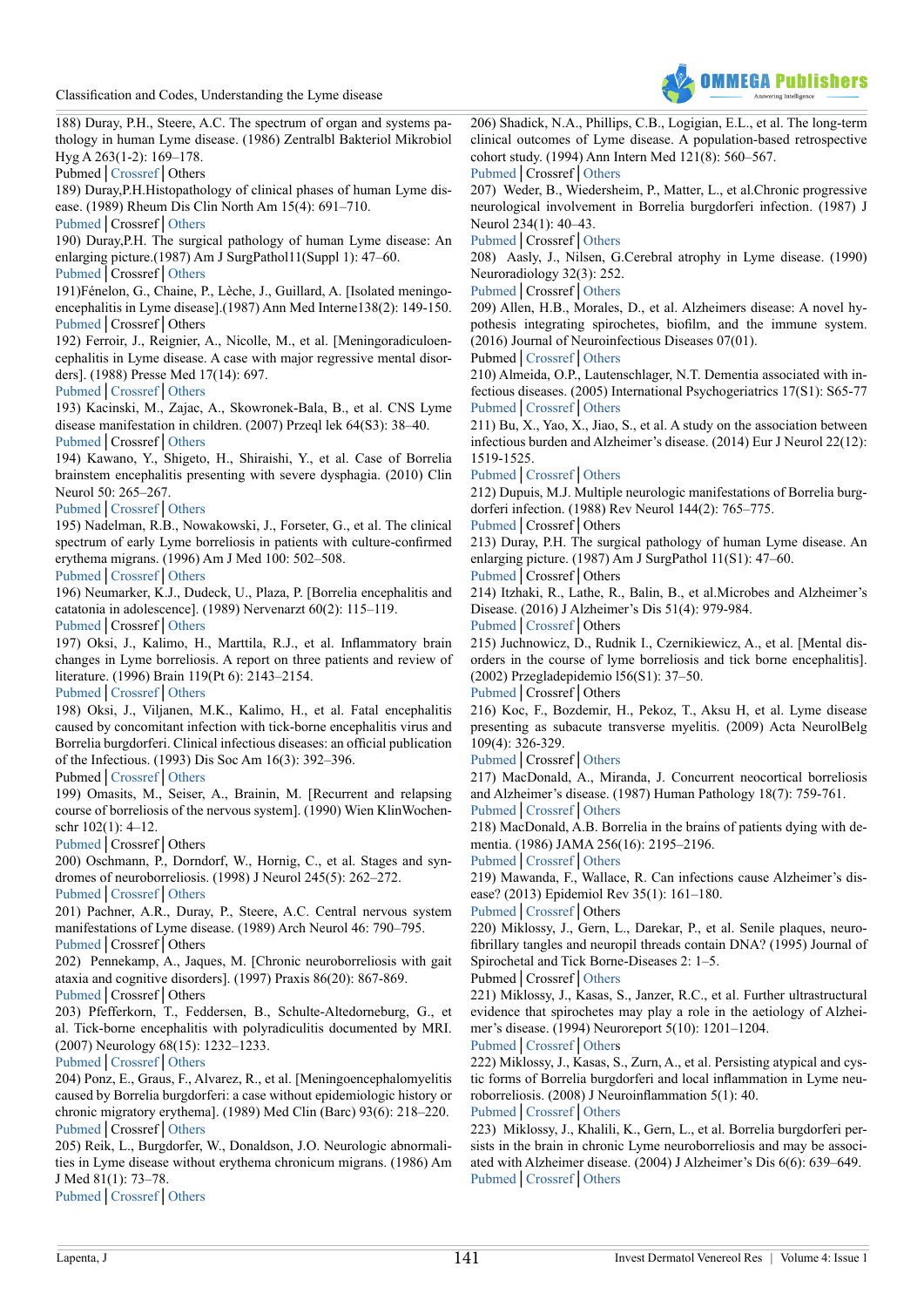188) Duray, P.H., Steere, A.C. The spectrum of organ and systems pathology in human Lyme disease. (1986) Zentralbl Bakteriol Mikrobiol Hyg A 263(1-2): 169–178.
Pubmed | Crossref | Others

189) Duray,P.H.Histopathology of clinical phases of human Lyme disease. (1989) Rheum Dis Clin North Am 15(4): 691–710.
Pubmed | Crossref | Others

190) Duray,P.H. The surgical pathology of human Lyme disease: An enlarging picture.(1987) Am J SurgPathol11(Suppl 1): 47–60.
Pubmed | Crossref | Others

191)Fénelon, G., Chaine, P., Lèche, J., Guillard, A. [Isolated meningoencephalitis in Lyme disease].(1987) Ann Med Interne138(2): 149-150.
Pubmed | Crossref | Others

192) Ferroir, J., Reignier, A., Nicolle, M., et al. [Meningoradiculoencephalitis in Lyme disease. A case with major regressive mental disorders]. (1988) Presse Med 17(14): 697.
Pubmed | Crossref | Others

193) Kacinski, M., Zajac, A., Skowronek-Bala, B., et al. CNS Lyme disease manifestation in children. (2007) Przeql lek 64(S3): 38–40.
Pubmed | Crossref | Others

194) Kawano, Y., Shigeto, H., Shiraishi, Y., et al. Case of Borrelia brainstem encephalitis presenting with severe dysphagia. (2010) Clin Neurol 50: 265–267.
Pubmed | Crossref | Others

195) Nadelman, R.B., Nowakowski, J., Forseter, G., et al. The clinical spectrum of early Lyme borreliosis in patients with culture-confirmed erythema migrans. (1996) Am J Med 100: 502–508.
Pubmed | Crossref | Others

196) Neumarker, K.J., Dudeck, U., Plaza, P. [Borrelia encephalitis and catatonia in adolescence]. (1989) Nervenarzt 60(2): 115–119.
Pubmed | Crossref | Others

197) Oksi, J., Kalimo, H., Marttila, R.J., et al. Inflammatory brain changes in Lyme borreliosis. A report on three patients and review of literature. (1996) Brain 119(Pt 6): 2143–2154.
Pubmed | Crossref | Others

198) Oksi, J., Viljanen, M.K., Kalimo, H., et al. Fatal encephalitis caused by concomitant infection with tick-borne encephalitis virus and Borrelia burgdorferi. Clinical infectious diseases: an official publication of the Infectious. (1993) Dis Soc Am 16(3): 392–396.
Pubmed | Crossref | Others

199) Omasits, M., Seiser, A., Brainin, M. [Recurrent and relapsing course of borreliosis of the nervous system]. (1990) Wien KlinWochenschr 102(1): 4–12.
Pubmed | Crossref | Others

200) Oschmann, P., Dorndorf, W., Hornig, C., et al. Stages and syndromes of neuroborreliosis. (1998) J Neurol 245(5): 262–272.
Pubmed | Crossref | Others

201) Pachner, A.R., Duray, P., Steere, A.C. Central nervous system manifestations of Lyme disease. (1989) Arch Neurol 46: 790–795.
Pubmed | Crossref | Others

202) Pennekamp, A., Jaques, M. [Chronic neuroborreliosis with gait ataxia and cognitive disorders]. (1997) Praxis 86(20): 867-869.
Pubmed | Crossref | Others

203) Pfefferkorn, T., Feddersen, B., Schulte-Altedorneburg, G., et al. Tick-borne encephalitis with polyradiculitis documented by MRI. (2007) Neurology 68(15): 1232–1233.
Pubmed | Crossref | Others

204) Ponz, E., Graus, F., Alvarez, R., et al. [Meningoencephalomyelitis caused by Borrelia burgdorferi: a case without epidemiologic history or chronic migratory erythema]. (1989) Med Clin (Barc) 93(6): 218–220.
Pubmed | Crossref | Others

205) Reik, L., Burgdorfer, W., Donaldson, J.O. Neurologic abnormalities in Lyme disease without erythema chronicum migrans. (1986) Am J Med 81(1): 73–78.
Pubmed | Crossref | Others

206) Shadick, N.A., Phillips, C.B., Logigian, E.L., et al. The long-term clinical outcomes of Lyme disease. A population-based retrospective cohort study. (1994) Ann Intern Med 121(8): 560–567.
Pubmed | Crossref | Others

207) Weder, B., Wiedersheim, P., Matter, L., et al.Chronic progressive neurological involvement in Borrelia burgdorferi infection. (1987) J Neurol 234(1): 40–43.
Pubmed | Crossref | Others

208) Aasly, J., Nilsen, G.Cerebral atrophy in Lyme disease. (1990) Neuroradiology 32(3): 252.
Pubmed | Crossref | Others

209) Allen, H.B., Morales, D., et al. Alzheimers disease: A novel hypothesis integrating spirochetes, biofilm, and the immune system. (2016) Journal of Neuroinfectious Diseases 07(01).
Pubmed | Crossref | Others

210) Almeida, O.P., Lautenschlager, N.T. Dementia associated with infectious diseases. (2005) International Psychogeriatrics 17(S1): S65-77
Pubmed | Crossref | Others

211) Bu, X., Yao, X., Jiao, S., et al. A study on the association between infectious burden and Alzheimer's disease. (2014) Eur J Neurol 22(12): 1519-1525.
Pubmed | Crossref | Others

212) Dupuis, M.J. Multiple neurologic manifestations of Borrelia burgdorferi infection. (1988) Rev Neurol 144(2): 765–775.
Pubmed | Crossref | Others

213) Duray, P.H. The surgical pathology of human Lyme disease. An enlarging picture. (1987) Am J SurgPathol 11(S1): 47–60.
Pubmed | Crossref | Others

214) Itzhaki, R., Lathe, R., Balin, B., et al.Microbes and Alzheimer's Disease. (2016) J Alzheimer's Dis 51(4): 979-984.
Pubmed | Crossref | Others

215) Juchnowicz, D., Rudnik I., Czernikiewicz, A., et al. [Mental disorders in the course of lyme borreliosis and tick borne encephalitis]. (2002) Przegladepidemio l56(S1): 37–50.
Pubmed | Crossref | Others

216) Koc, F., Bozdemir, H., Pekoz, T., Aksu H, et al. Lyme disease presenting as subacute transverse myelitis. (2009) Acta NeurolBelg 109(4): 326-329.
Pubmed | Crossref | Others

217) MacDonald, A., Miranda, J. Concurrent neocortical borreliosis and Alzheimer's disease. (1987) Human Pathology 18(7): 759-761.
Pubmed | Crossref | Others

218) MacDonald, A.B. Borrelia in the brains of patients dying with dementia. (1986) JAMA 256(16): 2195–2196.
Pubmed | Crossref | Others

219) Mawanda, F., Wallace, R. Can infections cause Alzheimer's disease? (2013) Epidemiol Rev 35(1): 161–180.
Pubmed | Crossref | Others

220) Miklossy, J., Gern, L., Darekar, P., et al. Senile plaques, neurofibrillary tangles and neuropil threads contain DNA? (1995) Journal of Spirochetal and Tick Borne-Diseases 2: 1–5.
Pubmed | Crossref | Others

221) Miklossy, J., Kasas, S., Janzer, R.C., et al. Further ultrastructural evidence that spirochetes may play a role in the aetiology of Alzheimer's disease. (1994) Neuroreport 5(10): 1201–1204.
Pubmed | Crossref | Others

222) Miklossy, J., Kasas, S., Zurn, A., et al. Persisting atypical and cystic forms of Borrelia burgdorferi and local inflammation in Lyme neuroborreliosis. (2008) J Neuroinflammation 5(1): 40.
Pubmed | Crossref | Others

223) Miklossy, J., Khalili, K., Gern, L., et al. Borrelia burgdorferi persists in the brain in chronic Lyme neuroborreliosis and may be associated with Alzheimer disease. (2004) J Alzheimer's Dis 6(6): 639–649.
Pubmed | Crossref | Others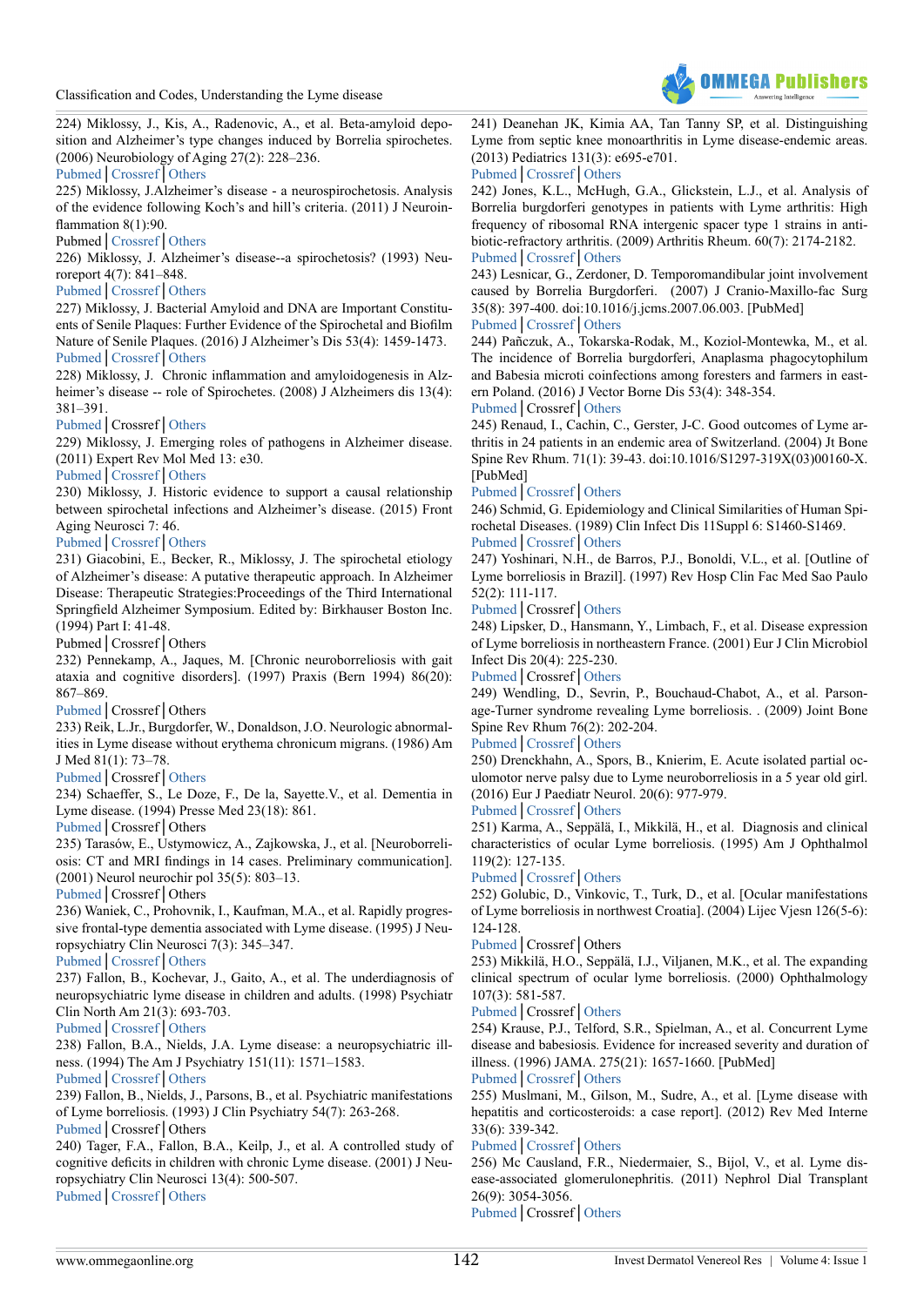224) Miklossy, J., Kis, A., Radenovic, A., et al. Beta-amyloid deposition and Alzheimer's type changes induced by Borrelia spirochetes. (2006) Neurobiology of Aging 27(2): 228–236.
Pubmed | Crossref | Others

225) Miklossy, J.Alzheimer's disease - a neurospirochetosis. Analysis of the evidence following Koch's and hill's criteria. (2011) J Neuroinflammation 8(1):90.
Pubmed | Crossref | Others

226) Miklossy, J. Alzheimer's disease--a spirochetosis? (1993) Neuroreport 4(7): 841–848.
Pubmed | Crossref | Others

227) Miklossy, J. Bacterial Amyloid and DNA are Important Constituents of Senile Plaques: Further Evidence of the Spirochetal and Biofilm Nature of Senile Plaques. (2016) J Alzheimer's Dis 53(4): 1459-1473.
Pubmed | Crossref | Others

228) Miklossy, J. Chronic inflammation and amyloidogenesis in Alzheimer's disease -- role of Spirochetes. (2008) J Alzheimers dis 13(4): 381–391.
Pubmed | Crossref | Others

229) Miklossy, J. Emerging roles of pathogens in Alzheimer disease. (2011) Expert Rev Mol Med 13: e30.
Pubmed | Crossref | Others

230) Miklossy, J. Historic evidence to support a causal relationship between spirochetal infections and Alzheimer's disease. (2015) Front Aging Neurosci 7: 46.
Pubmed | Crossref | Others

231) Giacobini, E., Becker, R., Miklossy, J. The spirochetal etiology of Alzheimer's disease: A putative therapeutic approach. In Alzheimer Disease: Therapeutic Strategies:Proceedings of the Third International Springfield Alzheimer Symposium. Edited by: Birkhauser Boston Inc. (1994) Part I: 41-48.
Pubmed | Crossref | Others

232) Pennekamp, A., Jaques, M. [Chronic neuroborreliosis with gait ataxia and cognitive disorders]. (1997) Praxis (Bern 1994) 86(20): 867–869.
Pubmed | Crossref | Others

233) Reik, L.Jr., Burgdorfer, W., Donaldson, J.O. Neurologic abnormalities in Lyme disease without erythema chronicum migrans. (1986) Am J Med 81(1): 73–78.
Pubmed | Crossref | Others

234) Schaeffer, S., Le Doze, F., De la, Sayette.V., et al. Dementia in Lyme disease. (1994) Presse Med 23(18): 861.
Pubmed | Crossref | Others

235) Tarasów, E., Ustymowicz, A., Zajkowska, J., et al. [Neuroborreliosis: CT and MRI findings in 14 cases. Preliminary communication]. (2001) Neurol neurochir pol 35(5): 803–13.
Pubmed | Crossref | Others

236) Waniek, C., Prohovnik, I., Kaufman, M.A., et al. Rapidly progressive frontal-type dementia associated with Lyme disease. (1995) J Neuropsychiatry Clin Neurosci 7(3): 345–347.
Pubmed | Crossref | Others

237) Fallon, B., Kochevar, J., Gaito, A., et al. The underdiagnosis of neuropsychiatric lyme disease in children and adults. (1998) Psychiatr Clin North Am 21(3): 693-703.
Pubmed | Crossref | Others

238) Fallon, B.A., Nields, J.A. Lyme disease: a neuropsychiatric illness. (1994) The Am J Psychiatry 151(11): 1571–1583.
Pubmed | Crossref | Others

239) Fallon, B., Nields, J., Parsons, B., et al. Psychiatric manifestations of Lyme borreliosis. (1993) J Clin Psychiatry 54(7): 263-268.
Pubmed | Crossref | Others

240) Tager, F.A., Fallon, B.A., Keilp, J., et al. A controlled study of cognitive deficits in children with chronic Lyme disease. (2001) J Neuropsychiatry Clin Neurosci 13(4): 500-507.
Pubmed | Crossref | Others

241) Deanehan JK, Kimia AA, Tan Tanny SP, et al. Distinguishing Lyme from septic knee monoarthritis in Lyme disease-endemic areas. (2013) Pediatrics 131(3): e695-e701.
Pubmed | Crossref | Others

242) Jones, K.L., McHugh, G.A., Glickstein, L.J., et al. Analysis of Borrelia burgdorferi genotypes in patients with Lyme arthritis: High frequency of ribosomal RNA intergenic spacer type 1 strains in antibiotic-refractory arthritis. (2009) Arthritis Rheum. 60(7): 2174-2182.
Pubmed | Crossref | Others

243) Lesnicar, G., Zerdoner, D. Temporomandibular joint involvement caused by Borrelia Burgdorferi. (2007) J Cranio-Maxillo-fac Surg 35(8): 397-400. doi:10.1016/j.jcms.2007.06.003. [PubMed]
Pubmed | Crossref | Others

244) Pańczuk, A., Tokarska-Rodak, M., Koziol-Montewka, M., et al. The incidence of Borrelia burgdorferi, Anaplasma phagocytophilum and Babesia microti coinfections among foresters and farmers in eastern Poland. (2016) J Vector Borne Dis 53(4): 348-354.
Pubmed | Crossref | Others

245) Renaud, I., Cachin, C., Gerster, J-C. Good outcomes of Lyme arthritis in 24 patients in an endemic area of Switzerland. (2004) Jt Bone Spine Rev Rhum. 71(1): 39-43. doi:10.1016/S1297-319X(03)00160-X. [PubMed]
Pubmed | Crossref | Others

246) Schmid, G. Epidemiology and Clinical Similarities of Human Spirochetal Diseases. (1989) Clin Infect Dis 11Suppl 6: S1460-S1469.
Pubmed | Crossref | Others

247) Yoshinari, N.H., de Barros, P.J., Bonoldi, V.L., et al. [Outline of Lyme borreliosis in Brazil]. (1997) Rev Hosp Clin Fac Med Sao Paulo 52(2): 111-117.
Pubmed | Crossref | Others

248) Lipsker, D., Hansmann, Y., Limbach, F., et al. Disease expression of Lyme borreliosis in northeastern France. (2001) Eur J Clin Microbiol Infect Dis 20(4): 225-230.
Pubmed | Crossref | Others

249) Wendling, D., Sevrin, P., Bouchaud-Chabot, A., et al. Parsonage-Turner syndrome revealing Lyme borreliosis. . (2009) Joint Bone Spine Rev Rhum 76(2): 202-204.
Pubmed | Crossref | Others

250) Drenckhahn, A., Spors, B., Knierim, E. Acute isolated partial oculomotor nerve palsy due to Lyme neuroborreliosis in a 5 year old girl. (2016) Eur J Paediatr Neurol. 20(6): 977-979.
Pubmed | Crossref | Others

251) Karma, A., Seppälä, I., Mikkilä, H., et al. Diagnosis and clinical characteristics of ocular Lyme borreliosis. (1995) Am J Ophthalmol 119(2): 127-135.
Pubmed | Crossref | Others

252) Golubic, D., Vinkovic, T., Turk, D., et al. [Ocular manifestations of Lyme borreliosis in northwest Croatia]. (2004) Lijec Vjesn 126(5-6): 124-128.
Pubmed | Crossref | Others

253) Mikkilä, H.O., Seppälä, I.J., Viljanen, M.K., et al. The expanding clinical spectrum of ocular lyme borreliosis. (2000) Ophthalmology 107(3): 581-587.
Pubmed | Crossref | Others

254) Krause, P.J., Telford, S.R., Spielman, A., et al. Concurrent Lyme disease and babesiosis. Evidence for increased severity and duration of illness. (1996) JAMA. 275(21): 1657-1660. [PubMed]
Pubmed | Crossref | Others

255) Muslmani, M., Gilson, M., Sudre, A., et al. [Lyme disease with hepatitis and corticosteroids: a case report]. (2012) Rev Med Interne 33(6): 339-342.
Pubmed | Crossref | Others

256) Mc Causland, F.R., Niedermaier, S., Bijol, V., et al. Lyme disease-associated glomerulonephritis. (2011) Nephrol Dial Transplant 26(9): 3054-3056.
Pubmed | Crossref | Others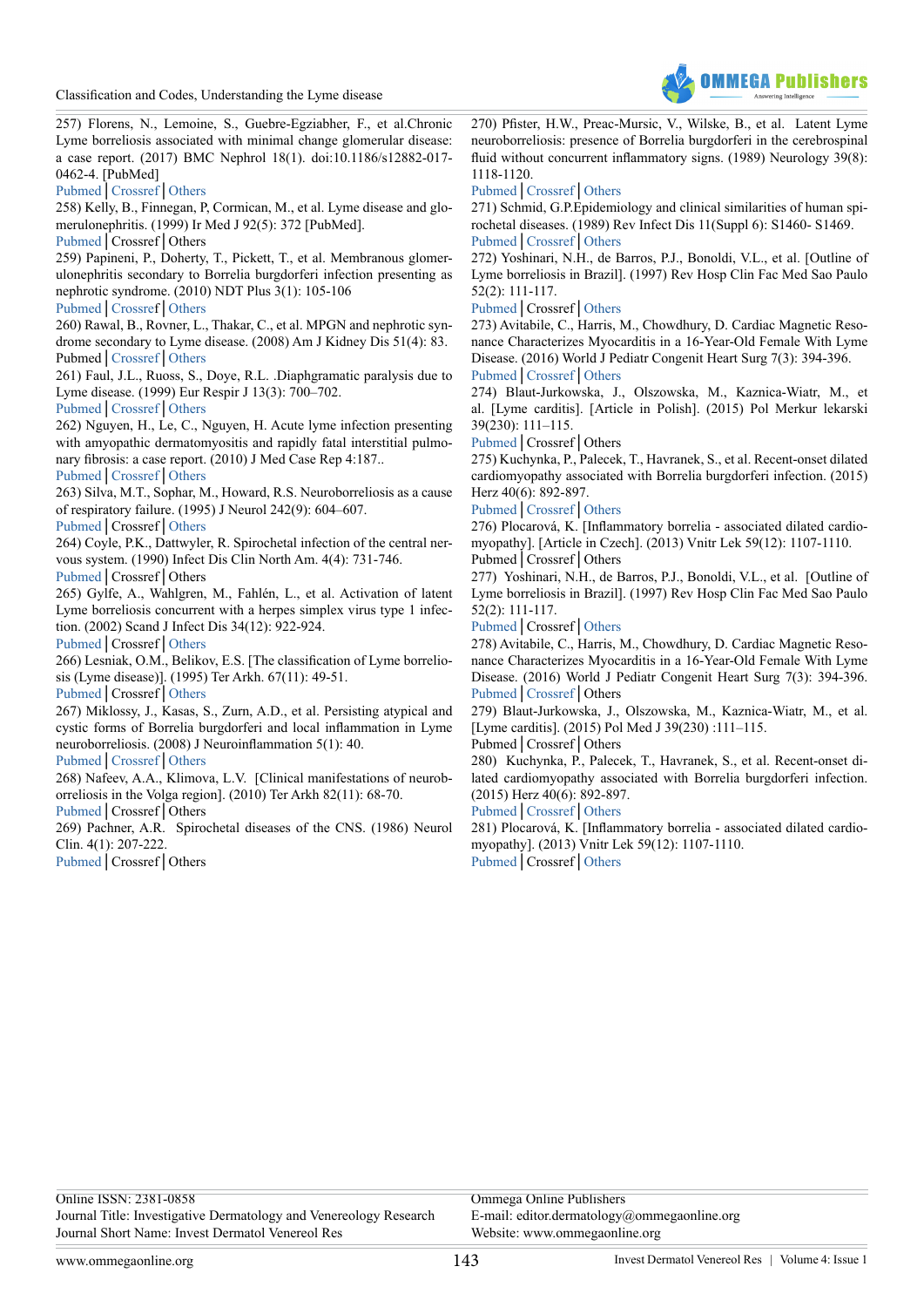257) Florens, N., Lemoine, S., Guebre-Egziabher, F., et al.Chronic Lyme borreliosis associated with minimal change glomerular disease: a case report. (2017) BMC Nephrol 18(1). doi:10.1186/s12882-017-0462-4. [PubMed]
Pubmed | Crossref | Others

258) Kelly, B., Finnegan, P, Cormican, M., et al. Lyme disease and glomerulonephritis. (1999) Ir Med J 92(5): 372 [PubMed].
Pubmed | Crossref | Others

259) Papineni, P., Doherty, T., Pickett, T., et al. Membranous glomerulonephritis secondary to Borrelia burgdorferi infection presenting as nephrotic syndrome. (2010) NDT Plus 3(1): 105-106
Pubmed | Crossref | Others

260) Rawal, B., Rovner, L., Thakar, C., et al. MPGN and nephrotic syndrome secondary to Lyme disease. (2008) Am J Kidney Dis 51(4): 83.
Pubmed | Crossref | Others

261) Faul, J.L., Ruoss, S., Doye, R.L. .Diaphragmatic paralysis due to Lyme disease. (1999) Eur Respir J 13(3): 700–702.
Pubmed | Crossref | Others

262) Nguyen, H., Le, C., Nguyen, H. Acute lyme infection presenting with amyopathic dermatomyositis and rapidly fatal interstitial pulmonary fibrosis: a case report. (2010) J Med Case Rep 4:187..
Pubmed | Crossref | Others

263) Silva, M.T., Sophar, M., Howard, R.S. Neuroborreliosis as a cause of respiratory failure. (1995) J Neurol 242(9): 604–607.
Pubmed | Crossref | Others

264) Coyle, P.K., Dattwyler, R. Spirochetal infection of the central nervous system. (1990) Infect Dis Clin North Am. 4(4): 731-746.
Pubmed | Crossref | Others

265) Gylfe, A., Wahlgren, M., Fahlén, L., et al. Activation of latent Lyme borreliosis concurrent with a herpes simplex virus type 1 infection. (2002) Scand J Infect Dis 34(12): 922-924.
Pubmed | Crossref | Others

266) Lesniak, O.M., Belikov, E.S. [The classification of Lyme borreliosis (Lyme disease)]. (1995) Ter Arkh. 67(11): 49-51.
Pubmed | Crossref | Others

267) Miklossy, J., Kasas, S., Zurn, A.D., et al. Persisting atypical and cystic forms of Borrelia burgdorferi and local inflammation in Lyme neuroborreliosis. (2008) J Neuroinflammation 5(1): 40.
Pubmed | Crossref | Others

268) Nafeev, A.A., Klimova, L.V. [Clinical manifestations of neuroborreliosis in the Volga region]. (2010) Ter Arkh 82(11): 68-70.
Pubmed | Crossref | Others

269) Pachner, A.R. Spirochetal diseases of the CNS. (1986) Neurol Clin. 4(1): 207-222.
Pubmed | Crossref | Others

270) Pfister, H.W., Preac-Mursic, V., Wilske, B., et al. Latent Lyme neuroborreliosis: presence of Borrelia burgdorferi in the cerebrospinal fluid without concurrent inflammatory signs. (1989) Neurology 39(8): 1118-1120.
Pubmed | Crossref | Others

271) Schmid, G.P.Epidemiology and clinical similarities of human spirochetal diseases. (1989) Rev Infect Dis 11(Suppl 6): S1460- S1469.
Pubmed | Crossref | Others

272) Yoshinari, N.H., de Barros, P.J., Bonoldi, V.L., et al. [Outline of Lyme borreliosis in Brazil]. (1997) Rev Hosp Clin Fac Med Sao Paulo 52(2): 111-117.
Pubmed | Crossref | Others

273) Avitabile, C., Harris, M., Chowdhury, D. Cardiac Magnetic Resonance Characterizes Myocarditis in a 16-Year-Old Female With Lyme Disease. (2016) World J Pediatr Congenit Heart Surg 7(3): 394-396.
Pubmed | Crossref | Others

274) Blaut-Jurkowska, J., Olszowska, M., Kaznica-Wiatr, M., et al. [Lyme carditis]. [Article in Polish]. (2015) Pol Merkur lekarski 39(230): 111–115.
Pubmed | Crossref | Others

275) Kuchynka, P., Palecek, T., Havranek, S., et al. Recent-onset dilated cardiomyopathy associated with Borrelia burgdorferi infection. (2015) Herz 40(6): 892-897.
Pubmed | Crossref | Others

276) Plocarová, K. [Inflammatory borrelia - associated dilated cardiomyopathy]. [Article in Czech]. (2013) Vnitr Lek 59(12): 1107-1110.
Pubmed | Crossref | Others

277) Yoshinari, N.H., de Barros, P.J., Bonoldi, V.L., et al. [Outline of Lyme borreliosis in Brazil]. (1997) Rev Hosp Clin Fac Med Sao Paulo 52(2): 111-117.
Pubmed | Crossref | Others

278) Avitabile, C., Harris, M., Chowdhury, D. Cardiac Magnetic Resonance Characterizes Myocarditis in a 16-Year-Old Female With Lyme Disease. (2016) World J Pediatr Congenit Heart Surg 7(3): 394-396.
Pubmed | Crossref | Others

279) Blaut-Jurkowska, J., Olszowska, M., Kaznica-Wiatr, M., et al. [Lyme carditis]. (2015) Pol Med J 39(230) :111–115.
Pubmed | Crossref | Others

280) Kuchynka, P., Palecek, T., Havranek, S., et al. Recent-onset dilated cardiomyopathy associated with Borrelia burgdorferi infection. (2015) Herz 40(6): 892-897.
Pubmed | Crossref | Others

281) Plocarová, K. [Inflammatory borrelia - associated dilated cardiomyopathy]. (2013) Vnitr Lek 59(12): 1107-1110.
Pubmed | Crossref | Others